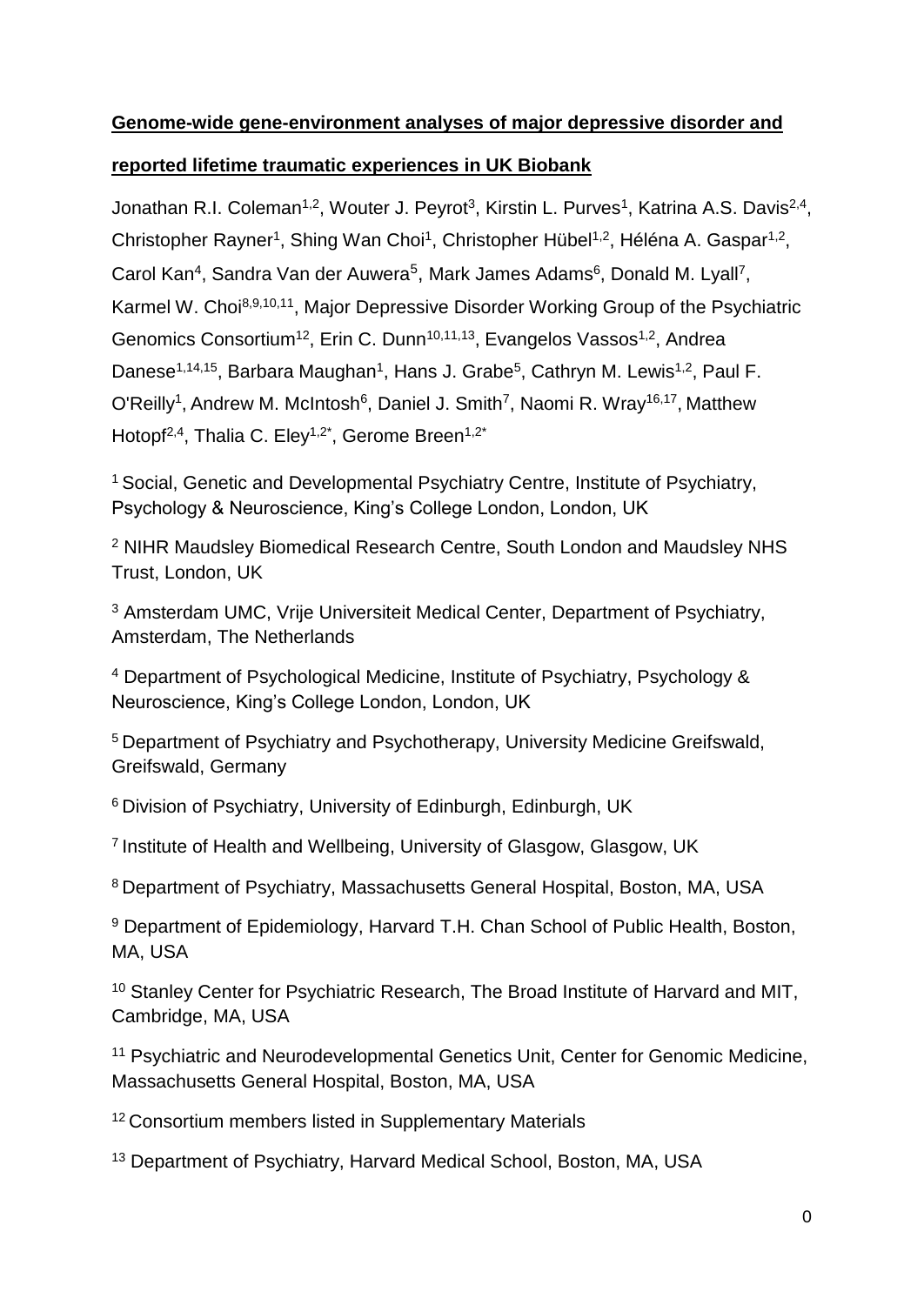# Genome-wide gene-environment analyses of major depressive disorder and reported lifetime traumatic experiences in UK Biobank

Jonathan R.I. Coleman[1,2], Wouter J. Peyrot[3], Kirstin L. Purves[1], Katrina A.S. Davis[2,4], Christopher Rayner[1], Shing Wan Choi[1], Christopher Hübel[1,2], Héléna A. Gaspar[1,2], Carol Kan[4], Sandra Van der Auwera[5], Mark James Adams[6], Donald M. Lyall[7], Karmel W. Choi[8,9,10,11], Major Depressive Disorder Working Group of the Psychiatric Genomics Consortium[12], Erin C. Dunn[10,11,13], Evangelos Vassos[1,2], Andrea Danese[1,14,15], Barbara Maughan[1], Hans J. Grabe[5], Cathryn M. Lewis[1,2], Paul F. O'Reilly[1], Andrew M. McIntosh[6], Daniel J. Smith[7], Naomi R. Wray[16,17], Matthew Hotopf[2,4], Thalia C. Eley[1,2*], Gerome Breen[1,2*]

[1] Social, Genetic and Developmental Psychiatry Centre, Institute of Psychiatry, Psychology & Neuroscience, King's College London, London, UK

[2] NIHR Maudsley Biomedical Research Centre, South London and Maudsley NHS Trust, London, UK

[3] Amsterdam UMC, Vrije Universiteit Medical Center, Department of Psychiatry, Amsterdam, The Netherlands

[4] Department of Psychological Medicine, Institute of Psychiatry, Psychology & Neuroscience, King's College London, London, UK

[5] Department of Psychiatry and Psychotherapy, University Medicine Greifswald, Greifswald, Germany

[6] Division of Psychiatry, University of Edinburgh, Edinburgh, UK

[7] Institute of Health and Wellbeing, University of Glasgow, Glasgow, UK

[8] Department of Psychiatry, Massachusetts General Hospital, Boston, MA, USA

[9] Department of Epidemiology, Harvard T.H. Chan School of Public Health, Boston, MA, USA

[10] Stanley Center for Psychiatric Research, The Broad Institute of Harvard and MIT, Cambridge, MA, USA

[11] Psychiatric and Neurodevelopmental Genetics Unit, Center for Genomic Medicine, Massachusetts General Hospital, Boston, MA, USA

[12] Consortium members listed in Supplementary Materials

[13] Department of Psychiatry, Harvard Medical School, Boston, MA, USA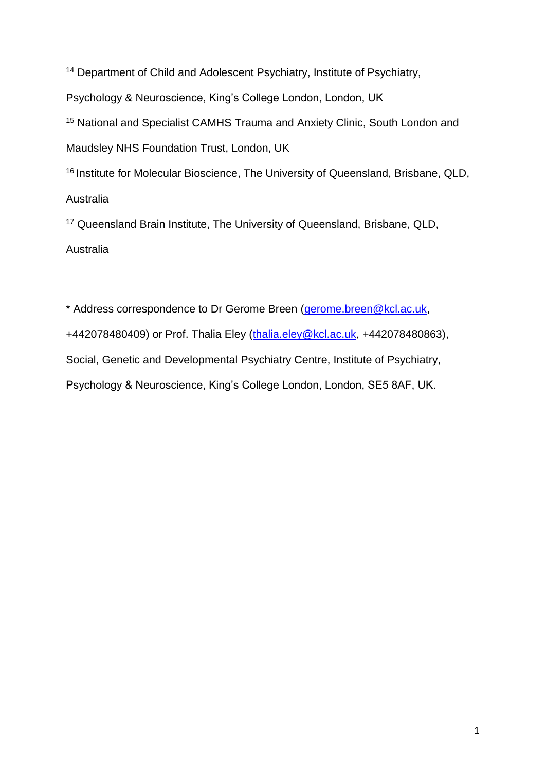[14] Department of Child and Adolescent Psychiatry, Institute of Psychiatry, Psychology & Neuroscience, King's College London, London, UK

[15] National and Specialist CAMHS Trauma and Anxiety Clinic, South London and Maudsley NHS Foundation Trust, London, UK

[16] Institute for Molecular Bioscience, The University of Queensland, Brisbane, QLD, Australia

[17] Queensland Brain Institute, The University of Queensland, Brisbane, QLD, Australia

* Address correspondence to Dr Gerome Breen (gerome.breen@kcl.ac.uk, +442078480409) or Prof. Thalia Eley (thalia.eley@kcl.ac.uk, +442078480863), Social, Genetic and Developmental Psychiatry Centre, Institute of Psychiatry, Psychology & Neuroscience, King's College London, London, SE5 8AF, UK.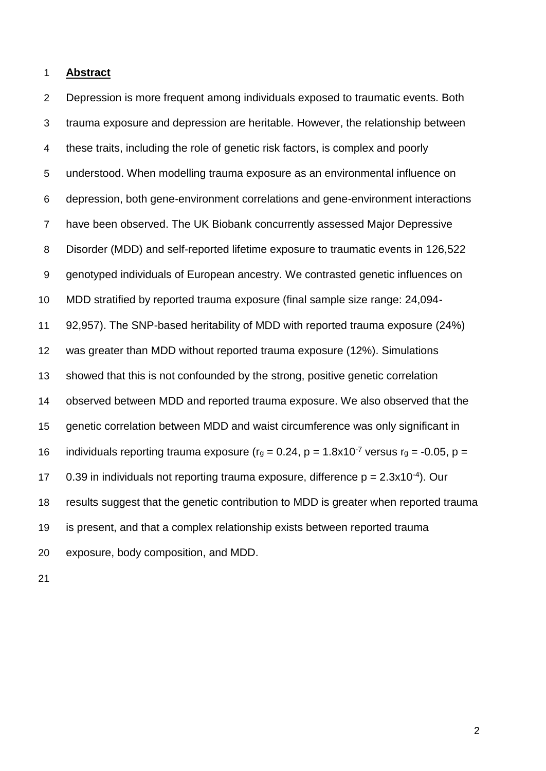## Abstract

Depression is more frequent among individuals exposed to traumatic events. Both trauma exposure and depression are heritable. However, the relationship between these traits, including the role of genetic risk factors, is complex and poorly understood. When modelling trauma exposure as an environmental influence on depression, both gene-environment correlations and gene-environment interactions have been observed. The UK Biobank concurrently assessed Major Depressive Disorder (MDD) and self-reported lifetime exposure to traumatic events in 126,522 genotyped individuals of European ancestry. We contrasted genetic influences on MDD stratified by reported trauma exposure (final sample size range: 24,094-92,957). The SNP-based heritability of MDD with reported trauma exposure (24%) was greater than MDD without reported trauma exposure (12%). Simulations showed that this is not confounded by the strong, positive genetic correlation observed between MDD and reported trauma exposure. We also observed that the genetic correlation between MDD and waist circumference was only significant in individuals reporting trauma exposure ($r_g = 0.24$, $p = 1.8\text{x}10^{-7}$ versus $r_g = -0.05$, $p = 0.39$ in individuals not reporting trauma exposure, difference $p = 2.3\text{x}10^{-4}$). Our results suggest that the genetic contribution to MDD is greater when reported trauma is present, and that a complex relationship exists between reported trauma exposure, body composition, and MDD.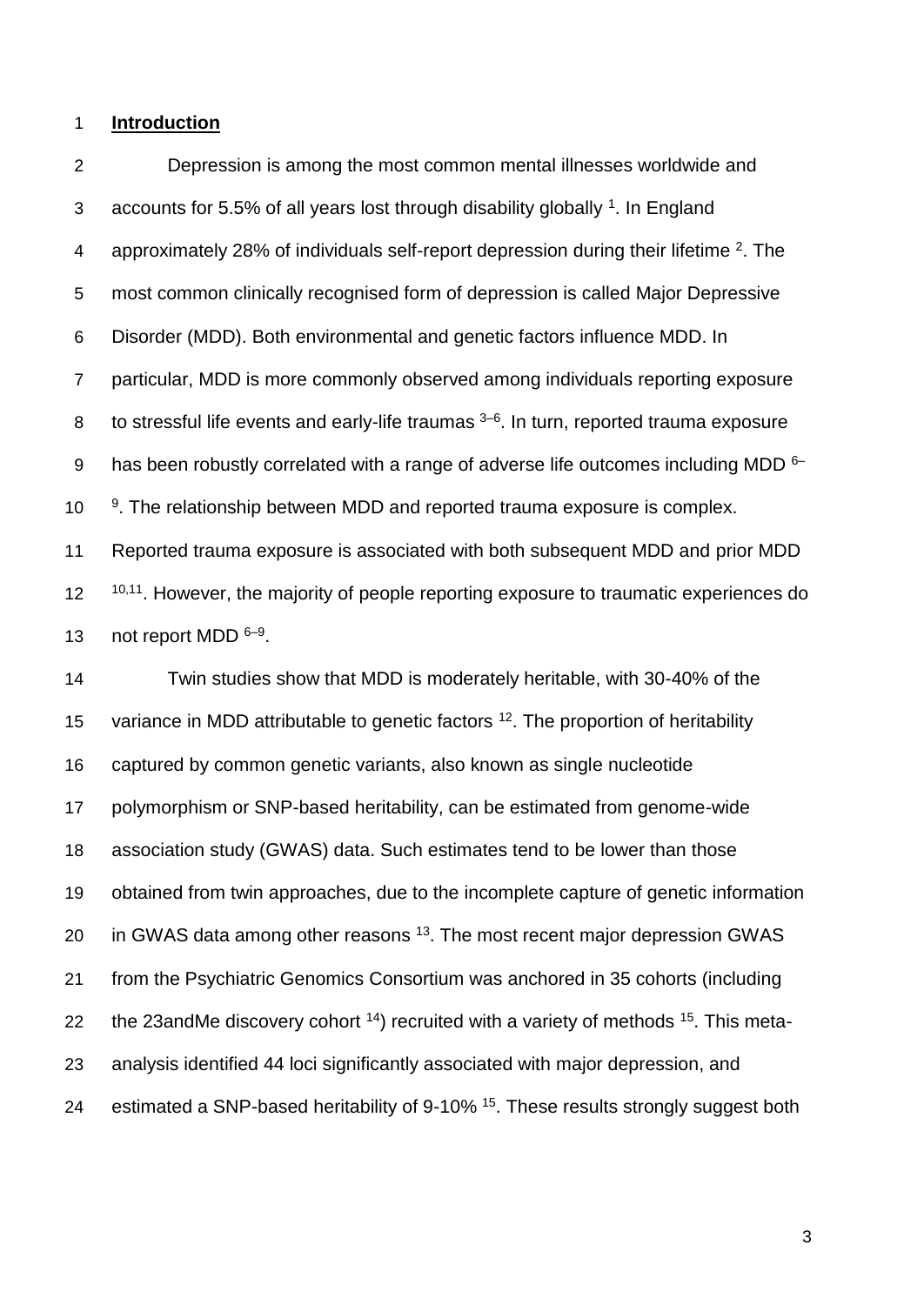## Introduction

Depression is among the most common mental illnesses worldwide and accounts for 5.5% of all years lost through disability globally [1]. In England approximately 28% of individuals self-report depression during their lifetime [2]. The most common clinically recognised form of depression is called Major Depressive Disorder (MDD). Both environmental and genetic factors influence MDD. In particular, MDD is more commonly observed among individuals reporting exposure to stressful life events and early-life traumas [3–6]. In turn, reported trauma exposure has been robustly correlated with a range of adverse life outcomes including MDD [6–9]. The relationship between MDD and reported trauma exposure is complex. Reported trauma exposure is associated with both subsequent MDD and prior MDD [10,11]. However, the majority of people reporting exposure to traumatic experiences do not report MDD [6–9].

Twin studies show that MDD is moderately heritable, with 30-40% of the variance in MDD attributable to genetic factors [12]. The proportion of heritability captured by common genetic variants, also known as single nucleotide polymorphism or SNP-based heritability, can be estimated from genome-wide association study (GWAS) data. Such estimates tend to be lower than those obtained from twin approaches, due to the incomplete capture of genetic information in GWAS data among other reasons [13]. The most recent major depression GWAS from the Psychiatric Genomics Consortium was anchored in 35 cohorts (including the 23andMe discovery cohort [14]) recruited with a variety of methods [15]. This meta-analysis identified 44 loci significantly associated with major depression, and estimated a SNP-based heritability of 9-10% [15]. These results strongly suggest both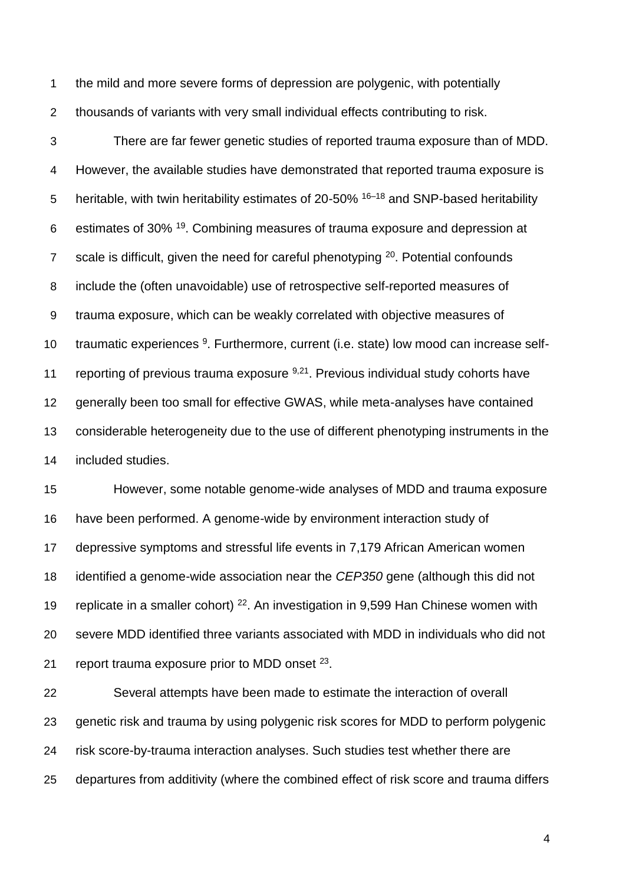the mild and more severe forms of depression are polygenic, with potentially thousands of variants with very small individual effects contributing to risk.

There are far fewer genetic studies of reported trauma exposure than of MDD. However, the available studies have demonstrated that reported trauma exposure is heritable, with twin heritability estimates of 20-50% [16–18] and SNP-based heritability estimates of 30% [19]. Combining measures of trauma exposure and depression at scale is difficult, given the need for careful phenotyping [20]. Potential confounds include the (often unavoidable) use of retrospective self-reported measures of trauma exposure, which can be weakly correlated with objective measures of traumatic experiences [9]. Furthermore, current (i.e. state) low mood can increase self-reporting of previous trauma exposure [9,21]. Previous individual study cohorts have generally been too small for effective GWAS, while meta-analyses have contained considerable heterogeneity due to the use of different phenotyping instruments in the included studies.

However, some notable genome-wide analyses of MDD and trauma exposure have been performed. A genome-wide by environment interaction study of depressive symptoms and stressful life events in 7,179 African American women identified a genome-wide association near the *CEP350* gene (although this did not replicate in a smaller cohort) [22]. An investigation in 9,599 Han Chinese women with severe MDD identified three variants associated with MDD in individuals who did not report trauma exposure prior to MDD onset [23].

Several attempts have been made to estimate the interaction of overall genetic risk and trauma by using polygenic risk scores for MDD to perform polygenic risk score-by-trauma interaction analyses. Such studies test whether there are departures from additivity (where the combined effect of risk score and trauma differs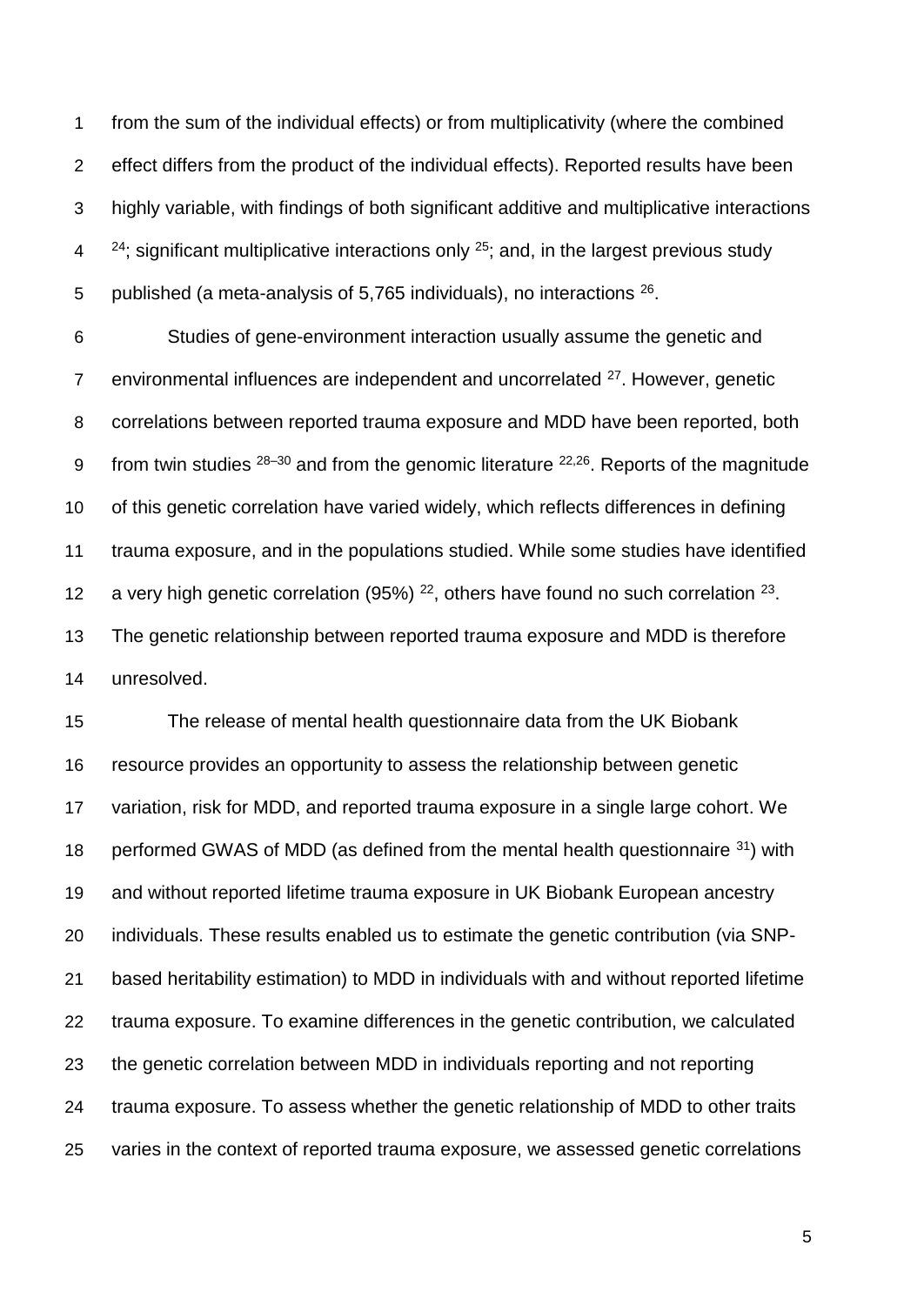from the sum of the individual effects) or from multiplicativity (where the combined effect differs from the product of the individual effects). Reported results have been highly variable, with findings of both significant additive and multiplicative interactions [24]; significant multiplicative interactions only [25]; and, in the largest previous study published (a meta-analysis of 5,765 individuals), no interactions [26].

Studies of gene-environment interaction usually assume the genetic and environmental influences are independent and uncorrelated [27]. However, genetic correlations between reported trauma exposure and MDD have been reported, both from twin studies [28–30] and from the genomic literature [22,26]. Reports of the magnitude of this genetic correlation have varied widely, which reflects differences in defining trauma exposure, and in the populations studied. While some studies have identified a very high genetic correlation (95%) [22], others have found no such correlation [23]. The genetic relationship between reported trauma exposure and MDD is therefore unresolved.

The release of mental health questionnaire data from the UK Biobank resource provides an opportunity to assess the relationship between genetic variation, risk for MDD, and reported trauma exposure in a single large cohort. We performed GWAS of MDD (as defined from the mental health questionnaire [31]) with and without reported lifetime trauma exposure in UK Biobank European ancestry individuals. These results enabled us to estimate the genetic contribution (via SNP-based heritability estimation) to MDD in individuals with and without reported lifetime trauma exposure. To examine differences in the genetic contribution, we calculated the genetic correlation between MDD in individuals reporting and not reporting trauma exposure. To assess whether the genetic relationship of MDD to other traits varies in the context of reported trauma exposure, we assessed genetic correlations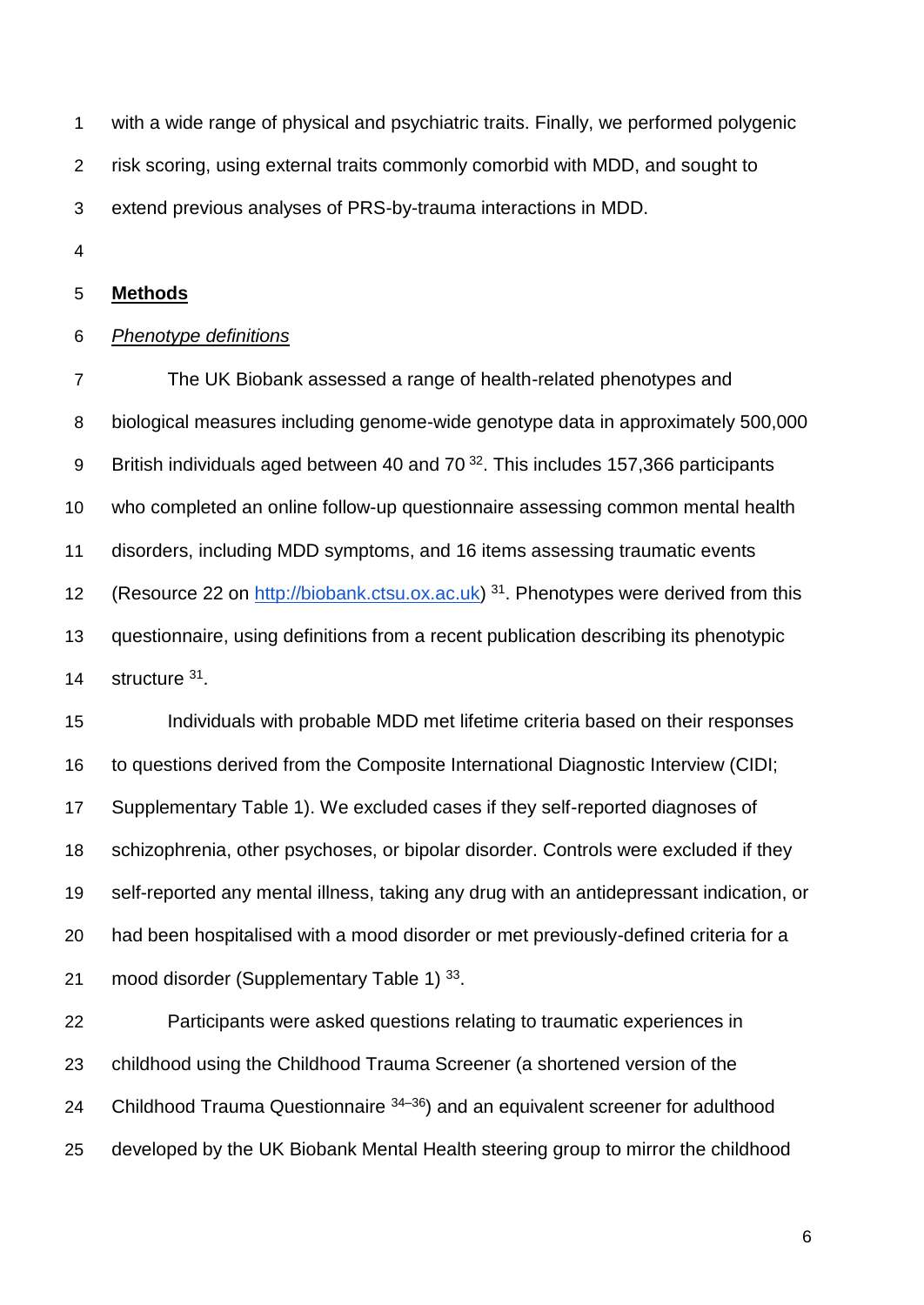with a wide range of physical and psychiatric traits. Finally, we performed polygenic risk scoring, using external traits commonly comorbid with MDD, and sought to extend previous analyses of PRS-by-trauma interactions in MDD.

## Methods

### *Phenotype definitions*

The UK Biobank assessed a range of health-related phenotypes and biological measures including genome-wide genotype data in approximately 500,000 British individuals aged between 40 and 70 [32]. This includes 157,366 participants who completed an online follow-up questionnaire assessing common mental health disorders, including MDD symptoms, and 16 items assessing traumatic events (Resource 22 on http://biobank.ctsu.ox.ac.uk) [31]. Phenotypes were derived from this questionnaire, using definitions from a recent publication describing its phenotypic structure [31].

Individuals with probable MDD met lifetime criteria based on their responses to questions derived from the Composite International Diagnostic Interview (CIDI; Supplementary Table 1). We excluded cases if they self-reported diagnoses of schizophrenia, other psychoses, or bipolar disorder. Controls were excluded if they self-reported any mental illness, taking any drug with an antidepressant indication, or had been hospitalised with a mood disorder or met previously-defined criteria for a mood disorder (Supplementary Table 1) [33].

Participants were asked questions relating to traumatic experiences in childhood using the Childhood Trauma Screener (a shortened version of the Childhood Trauma Questionnaire [34–36]) and an equivalent screener for adulthood developed by the UK Biobank Mental Health steering group to mirror the childhood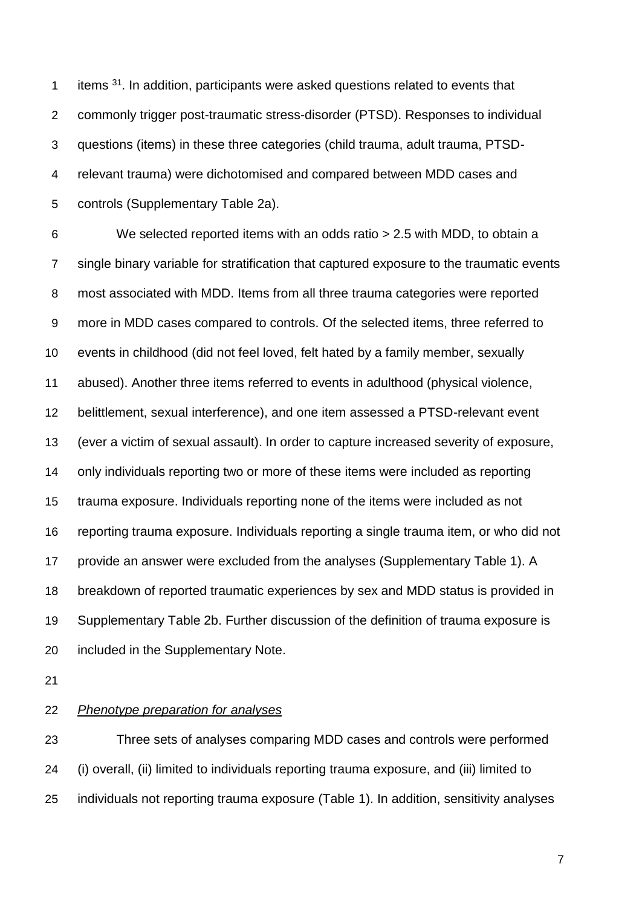items [31]. In addition, participants were asked questions related to events that commonly trigger post-traumatic stress-disorder (PTSD). Responses to individual questions (items) in these three categories (child trauma, adult trauma, PTSD-relevant trauma) were dichotomised and compared between MDD cases and controls (Supplementary Table 2a).

We selected reported items with an odds ratio > 2.5 with MDD, to obtain a single binary variable for stratification that captured exposure to the traumatic events most associated with MDD. Items from all three trauma categories were reported more in MDD cases compared to controls. Of the selected items, three referred to events in childhood (did not feel loved, felt hated by a family member, sexually abused). Another three items referred to events in adulthood (physical violence, belittlement, sexual interference), and one item assessed a PTSD-relevant event (ever a victim of sexual assault). In order to capture increased severity of exposure, only individuals reporting two or more of these items were included as reporting trauma exposure. Individuals reporting none of the items were included as not reporting trauma exposure. Individuals reporting a single trauma item, or who did not provide an answer were excluded from the analyses (Supplementary Table 1). A breakdown of reported traumatic experiences by sex and MDD status is provided in Supplementary Table 2b. Further discussion of the definition of trauma exposure is included in the Supplementary Note.

*Phenotype preparation for analyses*

Three sets of analyses comparing MDD cases and controls were performed (i) overall, (ii) limited to individuals reporting trauma exposure, and (iii) limited to individuals not reporting trauma exposure (Table 1). In addition, sensitivity analyses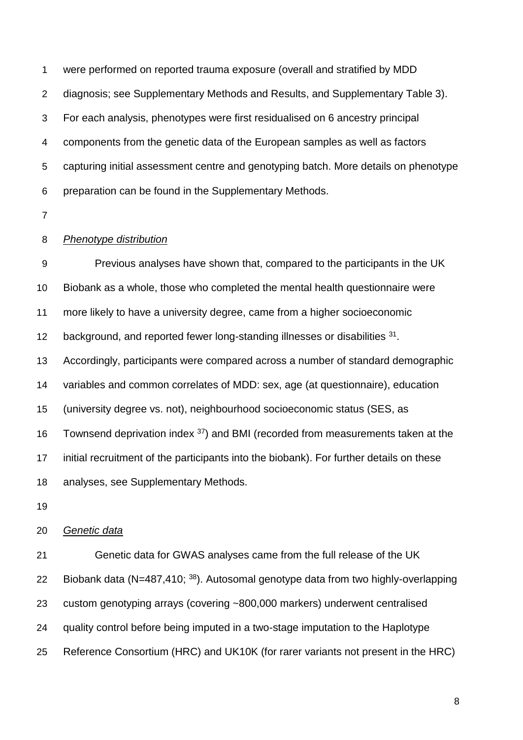were performed on reported trauma exposure (overall and stratified by MDD diagnosis; see Supplementary Methods and Results, and Supplementary Table 3). For each analysis, phenotypes were first residualised on 6 ancestry principal components from the genetic data of the European samples as well as factors capturing initial assessment centre and genotyping batch. More details on phenotype preparation can be found in the Supplementary Methods.

*Phenotype distribution*

Previous analyses have shown that, compared to the participants in the UK Biobank as a whole, those who completed the mental health questionnaire were more likely to have a university degree, came from a higher socioeconomic background, and reported fewer long-standing illnesses or disabilities [31]. Accordingly, participants were compared across a number of standard demographic variables and common correlates of MDD: sex, age (at questionnaire), education (university degree vs. not), neighbourhood socioeconomic status (SES, as Townsend deprivation index [37]) and BMI (recorded from measurements taken at the initial recruitment of the participants into the biobank). For further details on these analyses, see Supplementary Methods.

*Genetic data*

Genetic data for GWAS analyses came from the full release of the UK Biobank data (N=487,410; [38]). Autosomal genotype data from two highly-overlapping custom genotyping arrays (covering ~800,000 markers) underwent centralised quality control before being imputed in a two-stage imputation to the Haplotype Reference Consortium (HRC) and UK10K (for rarer variants not present in the HRC)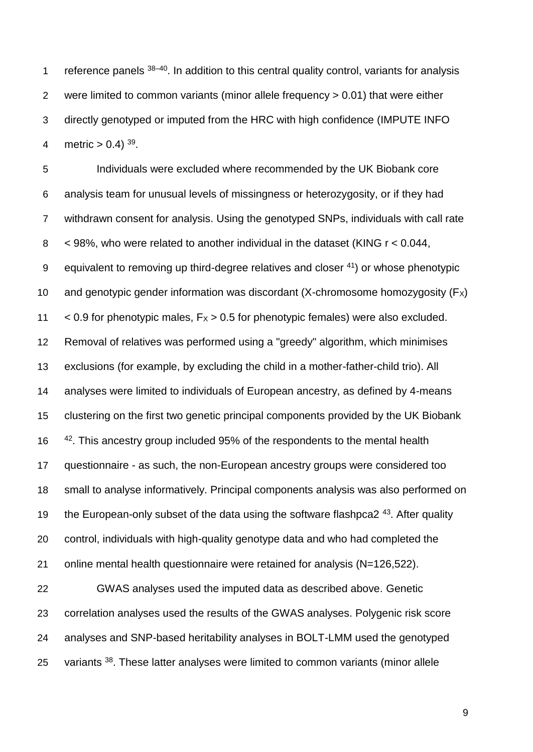reference panels [38–40]. In addition to this central quality control, variants for analysis were limited to common variants (minor allele frequency > 0.01) that were either directly genotyped or imputed from the HRC with high confidence (IMPUTE INFO metric > 0.4) [39].

Individuals were excluded where recommended by the UK Biobank core analysis team for unusual levels of missingness or heterozygosity, or if they had withdrawn consent for analysis. Using the genotyped SNPs, individuals with call rate < 98%, who were related to another individual in the dataset (KING r < 0.044, equivalent to removing up third-degree relatives and closer [41]) or whose phenotypic and genotypic gender information was discordant (X-chromosome homozygosity ($F_X$) < 0.9 for phenotypic males, $F_X$ > 0.5 for phenotypic females) were also excluded. Removal of relatives was performed using a "greedy" algorithm, which minimises exclusions (for example, by excluding the child in a mother-father-child trio). All analyses were limited to individuals of European ancestry, as defined by 4-means clustering on the first two genetic principal components provided by the UK Biobank [42]. This ancestry group included 95% of the respondents to the mental health questionnaire - as such, the non-European ancestry groups were considered too small to analyse informatively. Principal components analysis was also performed on the European-only subset of the data using the software flashpca2 [43]. After quality control, individuals with high-quality genotype data and who had completed the online mental health questionnaire were retained for analysis (N=126,522).

GWAS analyses used the imputed data as described above. Genetic correlation analyses used the results of the GWAS analyses. Polygenic risk score analyses and SNP-based heritability analyses in BOLT-LMM used the genotyped variants [38]. These latter analyses were limited to common variants (minor allele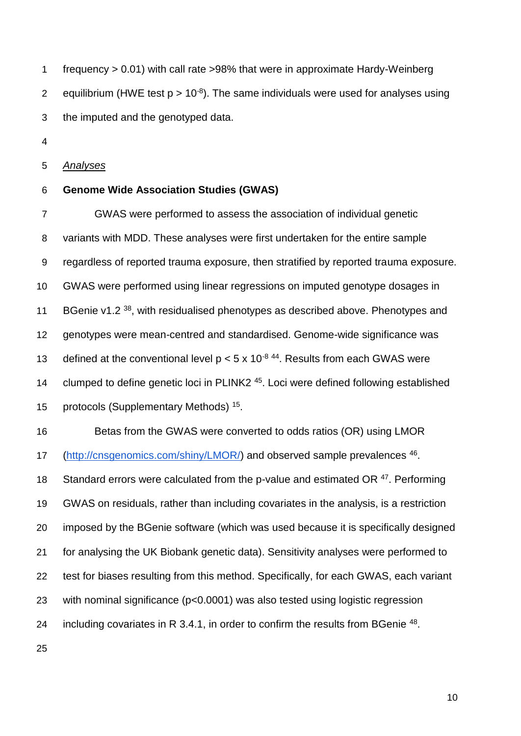frequency > 0.01) with call rate >98% that were in approximate Hardy-Weinberg equilibrium (HWE test $p > 10^{-8}$). The same individuals were used for analyses using the imputed and the genotyped data.

*Analyses*

**Genome Wide Association Studies (GWAS)**

GWAS were performed to assess the association of individual genetic variants with MDD. These analyses were first undertaken for the entire sample regardless of reported trauma exposure, then stratified by reported trauma exposure. GWAS were performed using linear regressions on imputed genotype dosages in BGenie v1.2 [38], with residualised phenotypes as described above. Phenotypes and genotypes were mean-centred and standardised. Genome-wide significance was defined at the conventional level $p < 5 \times 10^{-8}$ [44]. Results from each GWAS were clumped to define genetic loci in PLINK2 [45]. Loci were defined following established protocols (Supplementary Methods) [15].

Betas from the GWAS were converted to odds ratios (OR) using LMOR (http://cnsgenomics.com/shiny/LMOR/) and observed sample prevalences [46]. Standard errors were calculated from the p-value and estimated OR [47]. Performing GWAS on residuals, rather than including covariates in the analysis, is a restriction imposed by the BGenie software (which was used because it is specifically designed for analysing the UK Biobank genetic data). Sensitivity analyses were performed to test for biases resulting from this method. Specifically, for each GWAS, each variant with nominal significance ($p<0.0001$) was also tested using logistic regression including covariates in R 3.4.1, in order to confirm the results from BGenie [48].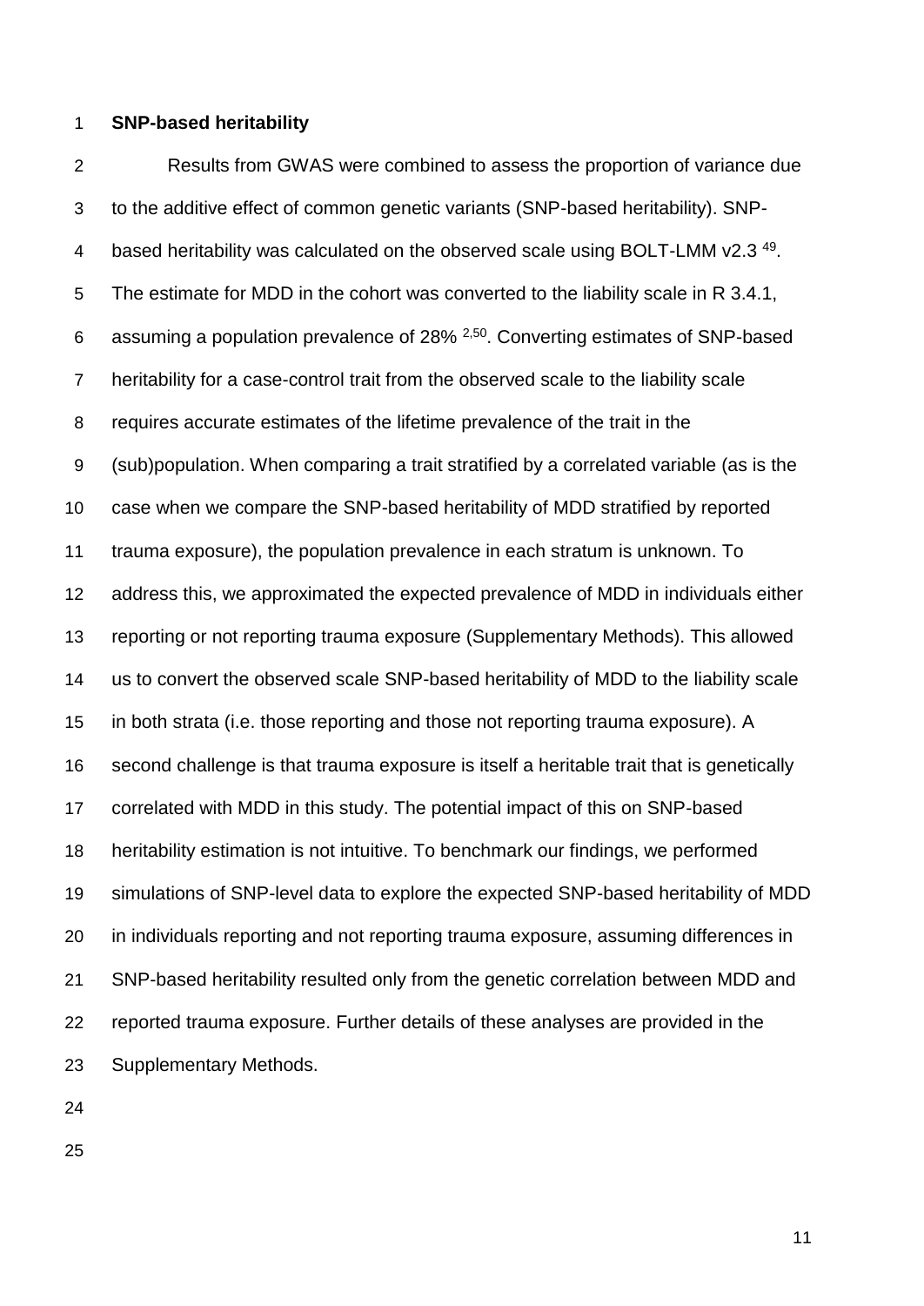**SNP-based heritability**

Results from GWAS were combined to assess the proportion of variance due to the additive effect of common genetic variants (SNP-based heritability). SNP-based heritability was calculated on the observed scale using BOLT-LMM v2.3 [49]. The estimate for MDD in the cohort was converted to the liability scale in R 3.4.1, assuming a population prevalence of 28% [2,50]. Converting estimates of SNP-based heritability for a case-control trait from the observed scale to the liability scale requires accurate estimates of the lifetime prevalence of the trait in the (sub)population. When comparing a trait stratified by a correlated variable (as is the case when we compare the SNP-based heritability of MDD stratified by reported trauma exposure), the population prevalence in each stratum is unknown. To address this, we approximated the expected prevalence of MDD in individuals either reporting or not reporting trauma exposure (Supplementary Methods). This allowed us to convert the observed scale SNP-based heritability of MDD to the liability scale in both strata (i.e. those reporting and those not reporting trauma exposure). A second challenge is that trauma exposure is itself a heritable trait that is genetically correlated with MDD in this study. The potential impact of this on SNP-based heritability estimation is not intuitive. To benchmark our findings, we performed simulations of SNP-level data to explore the expected SNP-based heritability of MDD in individuals reporting and not reporting trauma exposure, assuming differences in SNP-based heritability resulted only from the genetic correlation between MDD and reported trauma exposure. Further details of these analyses are provided in the Supplementary Methods.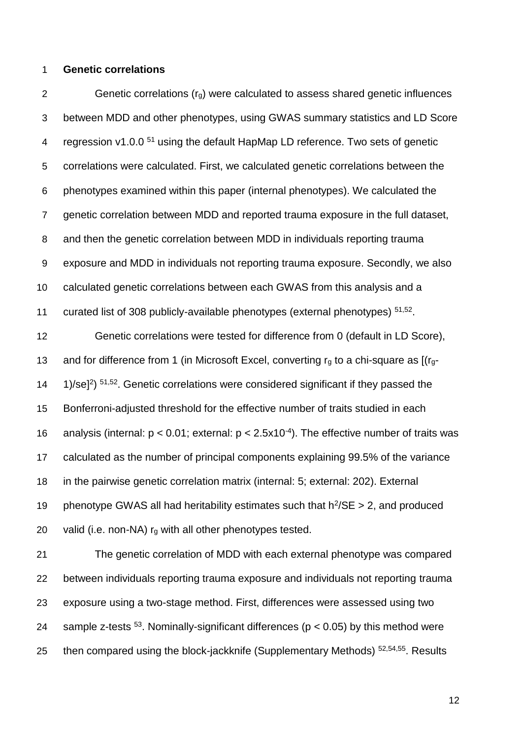**Genetic correlations**

Genetic correlations ($r_g$) were calculated to assess shared genetic influences between MDD and other phenotypes, using GWAS summary statistics and LD Score regression v1.0.0 [51] using the default HapMap LD reference. Two sets of genetic correlations were calculated. First, we calculated genetic correlations between the phenotypes examined within this paper (internal phenotypes). We calculated the genetic correlation between MDD and reported trauma exposure in the full dataset, and then the genetic correlation between MDD in individuals reporting trauma exposure and MDD in individuals not reporting trauma exposure. Secondly, we also calculated genetic correlations between each GWAS from this analysis and a curated list of 308 publicly-available phenotypes (external phenotypes) [51,52].

Genetic correlations were tested for difference from 0 (default in LD Score), and for difference from 1 (in Microsoft Excel, converting $r_g$ to a chi-square as $[(r_g-1)/se]^2$) [51,52]. Genetic correlations were considered significant if they passed the Bonferroni-adjusted threshold for the effective number of traits studied in each analysis (internal: $p < 0.01$; external: $p < 2.5 \times 10^{-4}$). The effective number of traits was calculated as the number of principal components explaining 99.5% of the variance in the pairwise genetic correlation matrix (internal: 5; external: 202). External phenotype GWAS all had heritability estimates such that $h^2/SE > 2$, and produced valid (i.e. non-NA) $r_g$ with all other phenotypes tested.

The genetic correlation of MDD with each external phenotype was compared between individuals reporting trauma exposure and individuals not reporting trauma exposure using a two-stage method. First, differences were assessed using two sample z-tests [53]. Nominally-significant differences ($p < 0.05$) by this method were then compared using the block-jackknife (Supplementary Methods) [52,54,55]. Results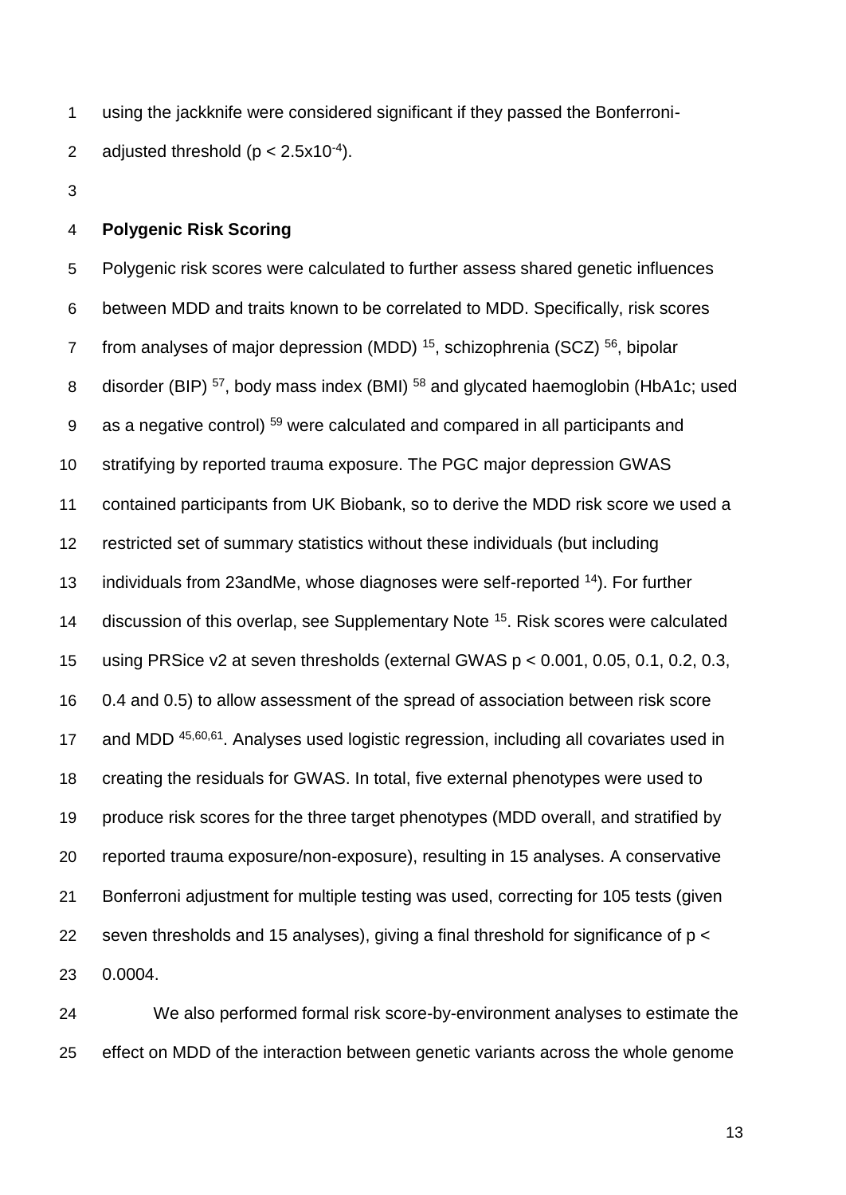using the jackknife were considered significant if they passed the Bonferroni-adjusted threshold ($p < 2.5 \times 10^{-4}$).

**Polygenic Risk Scoring**

Polygenic risk scores were calculated to further assess shared genetic influences between MDD and traits known to be correlated to MDD. Specifically, risk scores from analyses of major depression (MDD) [15], schizophrenia (SCZ) [56], bipolar disorder (BIP) [57], body mass index (BMI) [58] and glycated haemoglobin (HbA1c; used as a negative control) [59] were calculated and compared in all participants and stratifying by reported trauma exposure. The PGC major depression GWAS contained participants from UK Biobank, so to derive the MDD risk score we used a restricted set of summary statistics without these individuals (but including individuals from 23andMe, whose diagnoses were self-reported [14]). For further discussion of this overlap, see Supplementary Note [15]. Risk scores were calculated using PRSice v2 at seven thresholds (external GWAS $p < 0.001$, 0.05, 0.1, 0.2, 0.3, 0.4 and 0.5) to allow assessment of the spread of association between risk score and MDD [45,60,61]. Analyses used logistic regression, including all covariates used in creating the residuals for GWAS. In total, five external phenotypes were used to produce risk scores for the three target phenotypes (MDD overall, and stratified by reported trauma exposure/non-exposure), resulting in 15 analyses. A conservative Bonferroni adjustment for multiple testing was used, correcting for 105 tests (given seven thresholds and 15 analyses), giving a final threshold for significance of $p < 0.0004$.

We also performed formal risk score-by-environment analyses to estimate the effect on MDD of the interaction between genetic variants across the whole genome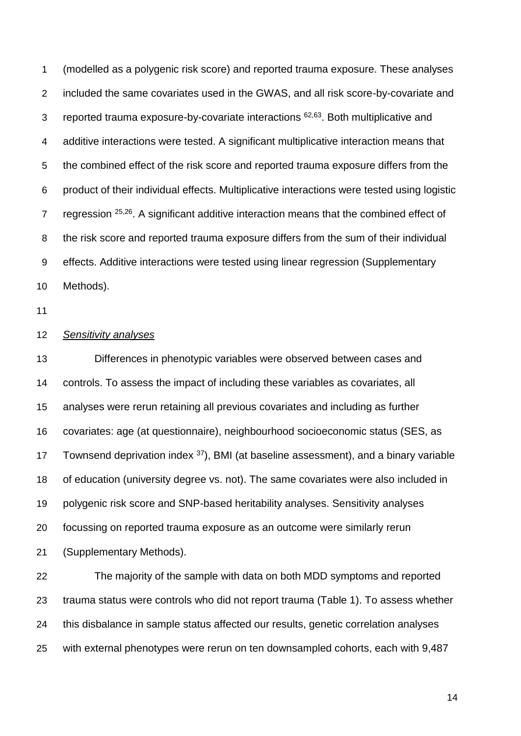(modelled as a polygenic risk score) and reported trauma exposure. These analyses included the same covariates used in the GWAS, and all risk score-by-covariate and reported trauma exposure-by-covariate interactions [62,63]. Both multiplicative and additive interactions were tested. A significant multiplicative interaction means that the combined effect of the risk score and reported trauma exposure differs from the product of their individual effects. Multiplicative interactions were tested using logistic regression [25,26]. A significant additive interaction means that the combined effect of the risk score and reported trauma exposure differs from the sum of their individual effects. Additive interactions were tested using linear regression (Supplementary Methods).

*Sensitivity analyses*

Differences in phenotypic variables were observed between cases and controls. To assess the impact of including these variables as covariates, all analyses were rerun retaining all previous covariates and including as further covariates: age (at questionnaire), neighbourhood socioeconomic status (SES, as Townsend deprivation index [37]), BMI (at baseline assessment), and a binary variable of education (university degree vs. not). The same covariates were also included in polygenic risk score and SNP-based heritability analyses. Sensitivity analyses focussing on reported trauma exposure as an outcome were similarly rerun (Supplementary Methods).

The majority of the sample with data on both MDD symptoms and reported trauma status were controls who did not report trauma (Table 1). To assess whether this disbalance in sample status affected our results, genetic correlation analyses with external phenotypes were rerun on ten downsampled cohorts, each with 9,487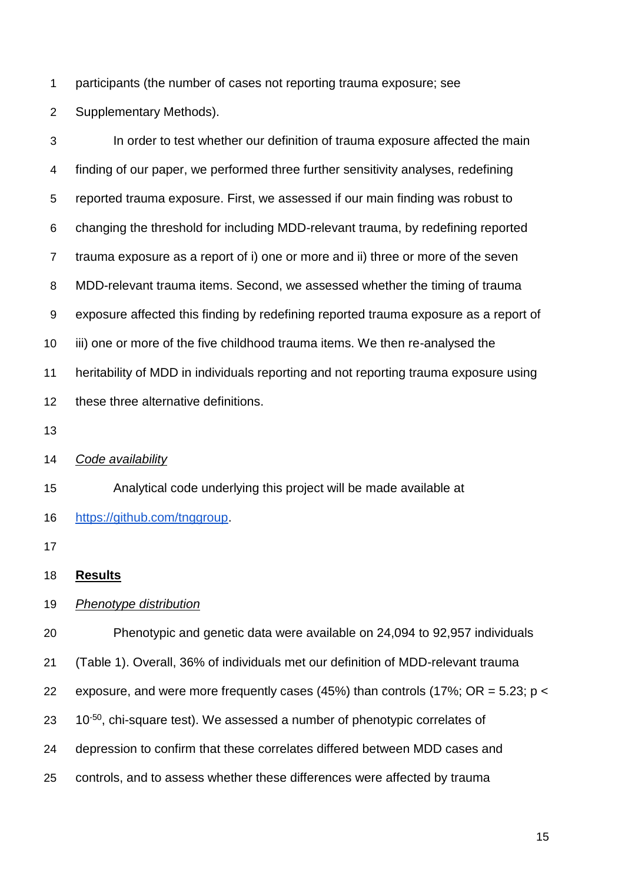participants (the number of cases not reporting trauma exposure; see Supplementary Methods).

In order to test whether our definition of trauma exposure affected the main finding of our paper, we performed three further sensitivity analyses, redefining reported trauma exposure. First, we assessed if our main finding was robust to changing the threshold for including MDD-relevant trauma, by redefining reported trauma exposure as a report of i) one or more and ii) three or more of the seven MDD-relevant trauma items. Second, we assessed whether the timing of trauma exposure affected this finding by redefining reported trauma exposure as a report of iii) one or more of the five childhood trauma items. We then re-analysed the heritability of MDD in individuals reporting and not reporting trauma exposure using these three alternative definitions.

### *Code availability*

Analytical code underlying this project will be made available at https://github.com/tnggroup.

## **Results**

### *Phenotype distribution*

Phenotypic and genetic data were available on 24,094 to 92,957 individuals (Table 1). Overall, 36% of individuals met our definition of MDD-relevant trauma exposure, and were more frequently cases (45%) than controls (17%; OR = 5.23; $p < 10^{-50}$, chi-square test). We assessed a number of phenotypic correlates of depression to confirm that these correlates differed between MDD cases and controls, and to assess whether these differences were affected by trauma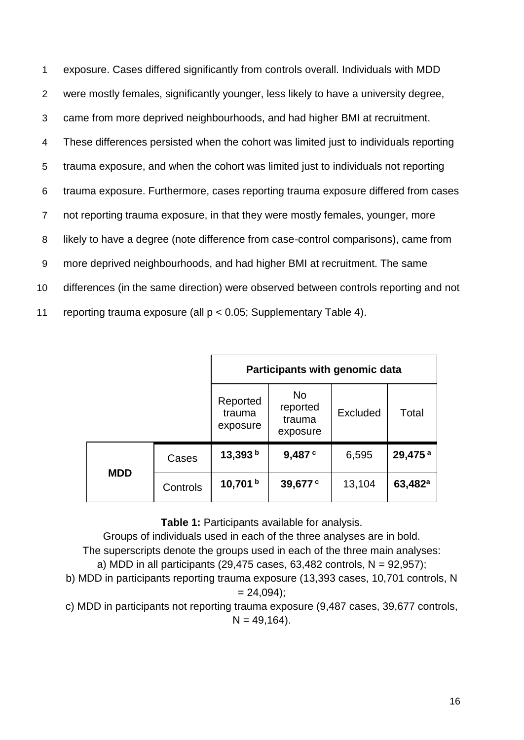exposure. Cases differed significantly from controls overall. Individuals with MDD were mostly females, significantly younger, less likely to have a university degree, came from more deprived neighbourhoods, and had higher BMI at recruitment. These differences persisted when the cohort was limited just to individuals reporting trauma exposure, and when the cohort was limited just to individuals not reporting trauma exposure. Furthermore, cases reporting trauma exposure differed from cases not reporting trauma exposure, in that they were mostly females, younger, more likely to have a degree (note difference from case-control comparisons), came from more deprived neighbourhoods, and had higher BMI at recruitment. The same differences (in the same direction) were observed between controls reporting and not reporting trauma exposure (all $p < 0.05$; Supplementary Table 4).

| | | Participants with genomic data | | | |
|---|---|---|---|---|---|
| | | Reported trauma exposure | No reported trauma exposure | Excluded | Total |
| **MDD** | Cases | **13,393** [b] | **9,487** [c] | 6,595 | **29,475** [a] |
| | Controls | **10,701** [b] | **39,677** [c] | 13,104 | **63,482** [a] |

**Table 1:** Participants available for analysis.
Groups of individuals used in each of the three analyses are in bold.
The superscripts denote the groups used in each of the three main analyses:
a) MDD in all participants (29,475 cases, 63,482 controls, N = 92,957);
b) MDD in participants reporting trauma exposure (13,393 cases, 10,701 controls, N = 24,094);
c) MDD in participants not reporting trauma exposure (9,487 cases, 39,677 controls, N = 49,164).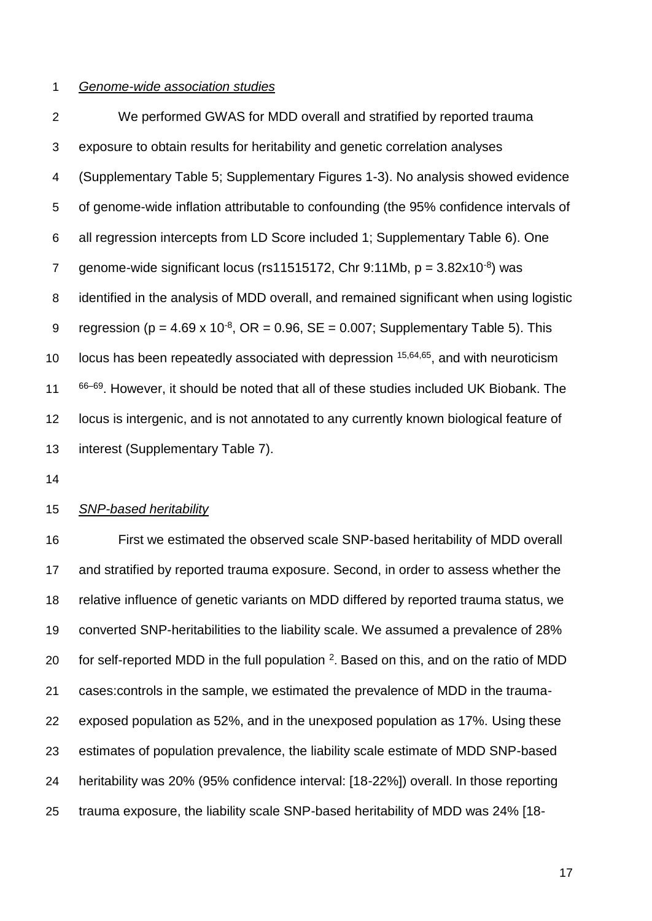*Genome-wide association studies*

We performed GWAS for MDD overall and stratified by reported trauma exposure to obtain results for heritability and genetic correlation analyses (Supplementary Table 5; Supplementary Figures 1-3). No analysis showed evidence of genome-wide inflation attributable to confounding (the 95% confidence intervals of all regression intercepts from LD Score included 1; Supplementary Table 6). One genome-wide significant locus (rs11515172, Chr 9:11Mb, $p = 3.82 \times 10^{-8}$) was identified in the analysis of MDD overall, and remained significant when using logistic regression ($p = 4.69 \times 10^{-8}$, OR = 0.96, SE = 0.007; Supplementary Table 5). This locus has been repeatedly associated with depression [15,64,65], and with neuroticism [66–69]. However, it should be noted that all of these studies included UK Biobank. The locus is intergenic, and is not annotated to any currently known biological feature of interest (Supplementary Table 7).

*SNP-based heritability*

First we estimated the observed scale SNP-based heritability of MDD overall and stratified by reported trauma exposure. Second, in order to assess whether the relative influence of genetic variants on MDD differed by reported trauma status, we converted SNP-heritabilities to the liability scale. We assumed a prevalence of 28% for self-reported MDD in the full population [2]. Based on this, and on the ratio of MDD cases:controls in the sample, we estimated the prevalence of MDD in the trauma-exposed population as 52%, and in the unexposed population as 17%. Using these estimates of population prevalence, the liability scale estimate of MDD SNP-based heritability was 20% (95% confidence interval: [18-22%]) overall. In those reporting trauma exposure, the liability scale SNP-based heritability of MDD was 24% [18-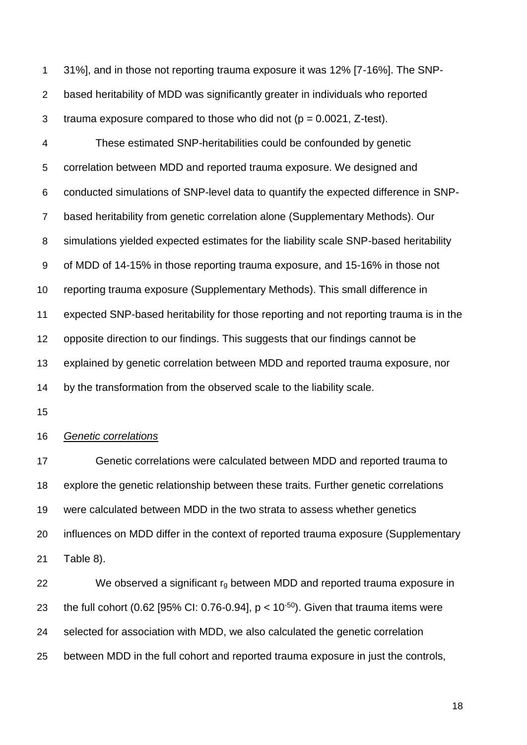31%], and in those not reporting trauma exposure it was 12% [7-16%]. The SNP-based heritability of MDD was significantly greater in individuals who reported trauma exposure compared to those who did not ($p = 0.0021$, Z-test).

These estimated SNP-heritabilities could be confounded by genetic correlation between MDD and reported trauma exposure. We designed and conducted simulations of SNP-level data to quantify the expected difference in SNP-based heritability from genetic correlation alone (Supplementary Methods). Our simulations yielded expected estimates for the liability scale SNP-based heritability of MDD of 14-15% in those reporting trauma exposure, and 15-16% in those not reporting trauma exposure (Supplementary Methods). This small difference in expected SNP-based heritability for those reporting and not reporting trauma is in the opposite direction to our findings. This suggests that our findings cannot be explained by genetic correlation between MDD and reported trauma exposure, nor by the transformation from the observed scale to the liability scale.

*Genetic correlations*

Genetic correlations were calculated between MDD and reported trauma to explore the genetic relationship between these traits. Further genetic correlations were calculated between MDD in the two strata to assess whether genetics influences on MDD differ in the context of reported trauma exposure (Supplementary Table 8).

We observed a significant $r_g$ between MDD and reported trauma exposure in the full cohort (0.62 [95% CI: 0.76-0.94], $p < 10^{-50}$). Given that trauma items were selected for association with MDD, we also calculated the genetic correlation between MDD in the full cohort and reported trauma exposure in just the controls,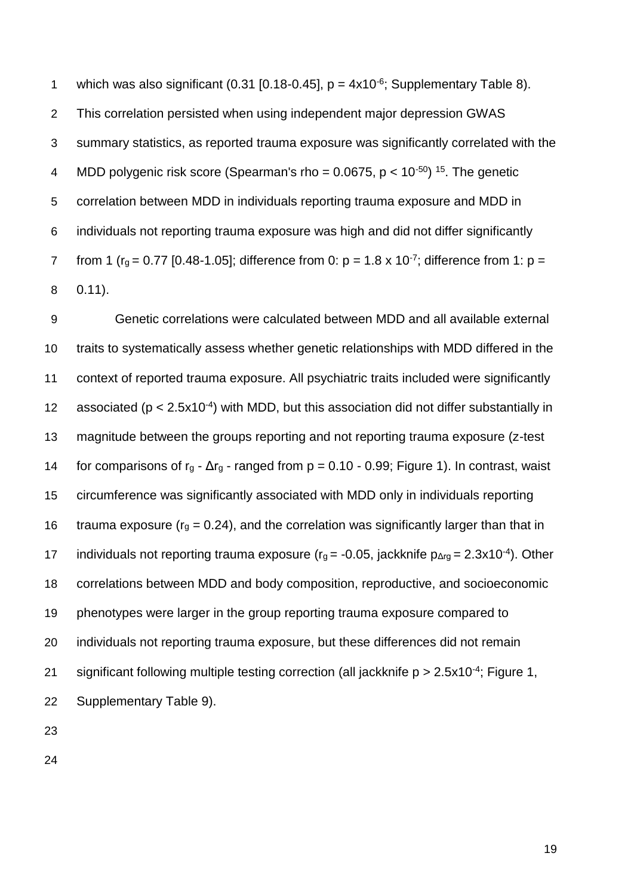which was also significant (0.31 [0.18-0.45], $p = 4x10^{-6}$; Supplementary Table 8). This correlation persisted when using independent major depression GWAS summary statistics, as reported trauma exposure was significantly correlated with the MDD polygenic risk score (Spearman's rho = 0.0675, $p < 10^{-50}$) [15]. The genetic correlation between MDD in individuals reporting trauma exposure and MDD in individuals not reporting trauma exposure was high and did not differ significantly from 1 ($r_g = 0.77$ [0.48-1.05]; difference from 0: $p = 1.8 \times 10^{-7}$; difference from 1: $p = 0.11$).

Genetic correlations were calculated between MDD and all available external traits to systematically assess whether genetic relationships with MDD differed in the context of reported trauma exposure. All psychiatric traits included were significantly associated ($p < 2.5x10^{-4}$) with MDD, but this association did not differ substantially in magnitude between the groups reporting and not reporting trauma exposure (z-test for comparisons of $r_g$ - $\Delta r_g$ - ranged from $p = 0.10 - 0.99$; Figure 1). In contrast, waist circumference was significantly associated with MDD only in individuals reporting trauma exposure ($r_g = 0.24$), and the correlation was significantly larger than that in individuals not reporting trauma exposure ($r_g = -0.05$, jackknife $p_{\Delta rg} = 2.3x10^{-4}$). Other correlations between MDD and body composition, reproductive, and socioeconomic phenotypes were larger in the group reporting trauma exposure compared to individuals not reporting trauma exposure, but these differences did not remain significant following multiple testing correction (all jackknife $p > 2.5x10^{-4}$; Figure 1, Supplementary Table 9).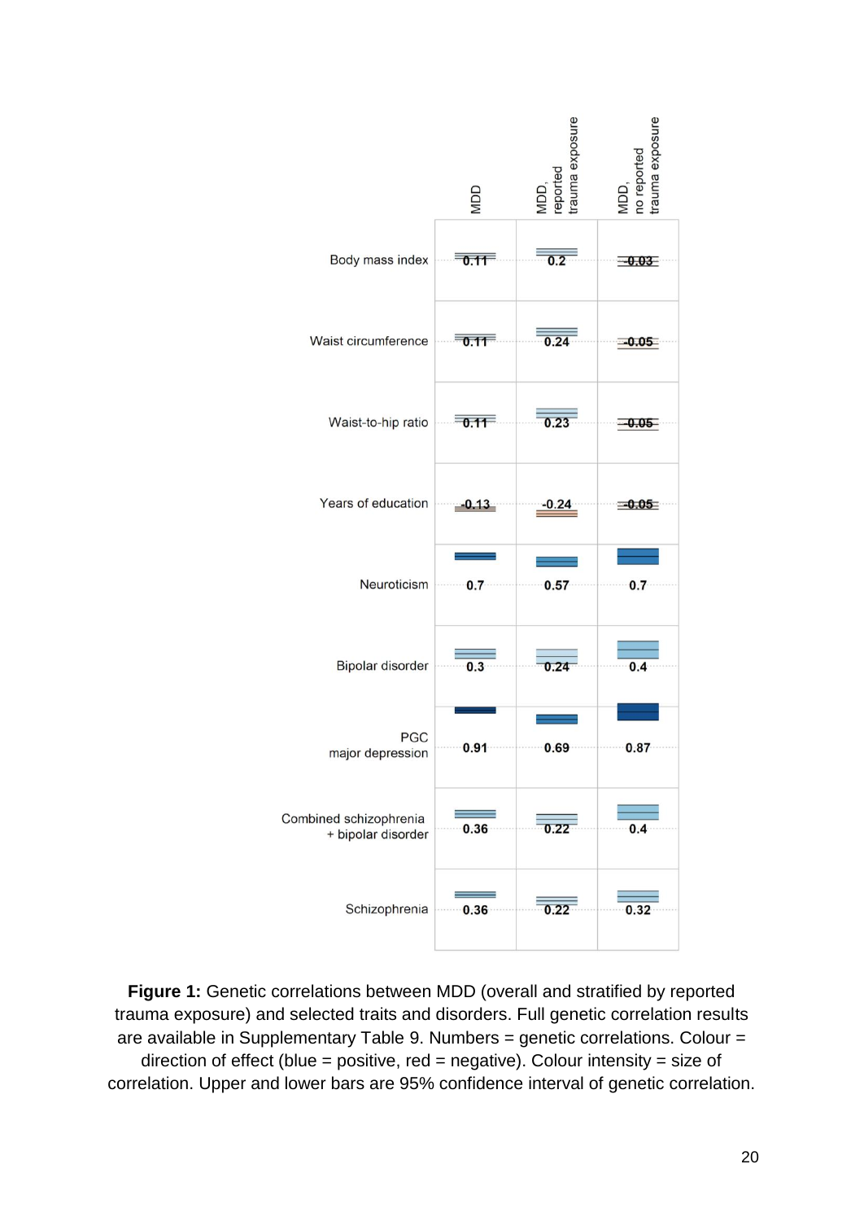| | MDD | MDD, reported trauma exposure | MDD, no reported trauma exposure |
|---|---|---|---|
| Body mass index | 0.11 | 0.2 | -0.03 |
| Waist circumference | 0.11 | 0.24 | -0.05 |
| Waist-to-hip ratio | 0.11 | 0.23 | -0.05 |
| Years of education | -0.13 | -0.24 | -0.05 |
| Neuroticism | 0.7 | 0.57 | 0.7 |
| Bipolar disorder | 0.3 | 0.24 | 0.4 |
| PGC major depression | 0.91 | 0.69 | 0.87 |
| Combined schizophrenia + bipolar disorder | 0.36 | 0.22 | 0.4 |
| Schizophrenia | 0.36 | 0.22 | 0.32 |

**Figure 1:** Genetic correlations between MDD (overall and stratified by reported trauma exposure) and selected traits and disorders. Full genetic correlation results are available in Supplementary Table 9. Numbers = genetic correlations. Colour = direction of effect (blue = positive, red = negative). Colour intensity = size of correlation. Upper and lower bars are 95% confidence interval of genetic correlation.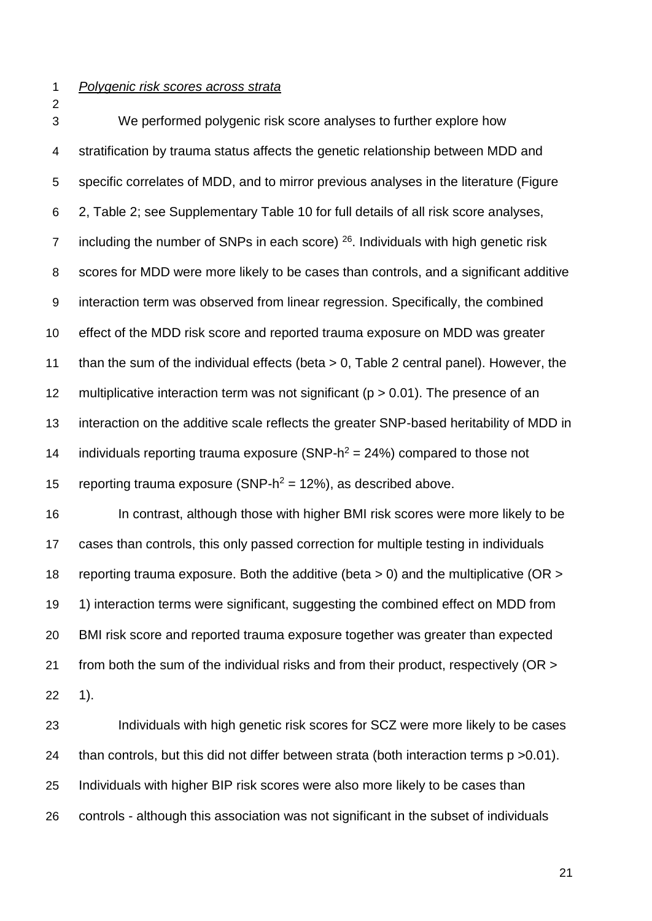*Polygenic risk scores across strata*

We performed polygenic risk score analyses to further explore how stratification by trauma status affects the genetic relationship between MDD and specific correlates of MDD, and to mirror previous analyses in the literature (Figure 2, Table 2; see Supplementary Table 10 for full details of all risk score analyses, including the number of SNPs in each score) [26]. Individuals with high genetic risk scores for MDD were more likely to be cases than controls, and a significant additive interaction term was observed from linear regression. Specifically, the combined effect of the MDD risk score and reported trauma exposure on MDD was greater than the sum of the individual effects (beta > 0, Table 2 central panel). However, the multiplicative interaction term was not significant ($p > 0.01$). The presence of an interaction on the additive scale reflects the greater SNP-based heritability of MDD in individuals reporting trauma exposure (SNP-$h^2$ = 24%) compared to those not reporting trauma exposure (SNP-$h^2$ = 12%), as described above.

In contrast, although those with higher BMI risk scores were more likely to be cases than controls, this only passed correction for multiple testing in individuals reporting trauma exposure. Both the additive (beta > 0) and the multiplicative (OR > 1) interaction terms were significant, suggesting the combined effect on MDD from BMI risk score and reported trauma exposure together was greater than expected from both the sum of the individual risks and from their product, respectively (OR > 1).

Individuals with high genetic risk scores for SCZ were more likely to be cases than controls, but this did not differ between strata (both interaction terms $p > 0.01$). Individuals with higher BIP risk scores were also more likely to be cases than controls - although this association was not significant in the subset of individuals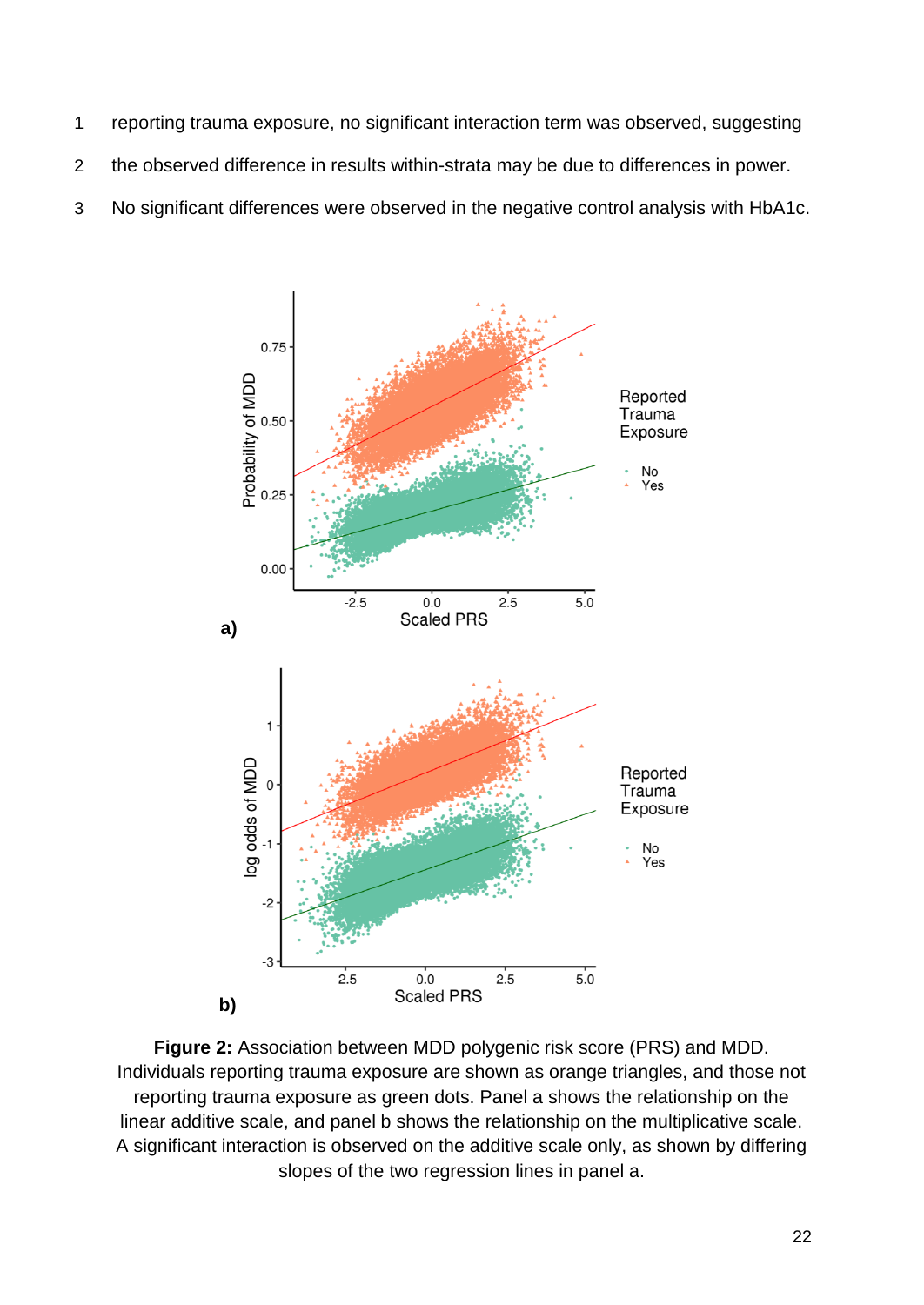reporting trauma exposure, no significant interaction term was observed, suggesting the observed difference in results within-strata may be due to differences in power. No significant differences were observed in the negative control analysis with HbA1c.

**Figure 2:** Association between MDD polygenic risk score (PRS) and MDD. Individuals reporting trauma exposure are shown as orange triangles, and those not reporting trauma exposure as green dots. Panel a shows the relationship on the linear additive scale, and panel b shows the relationship on the multiplicative scale. A significant interaction is observed on the additive scale only, as shown by differing slopes of the two regression lines in panel a.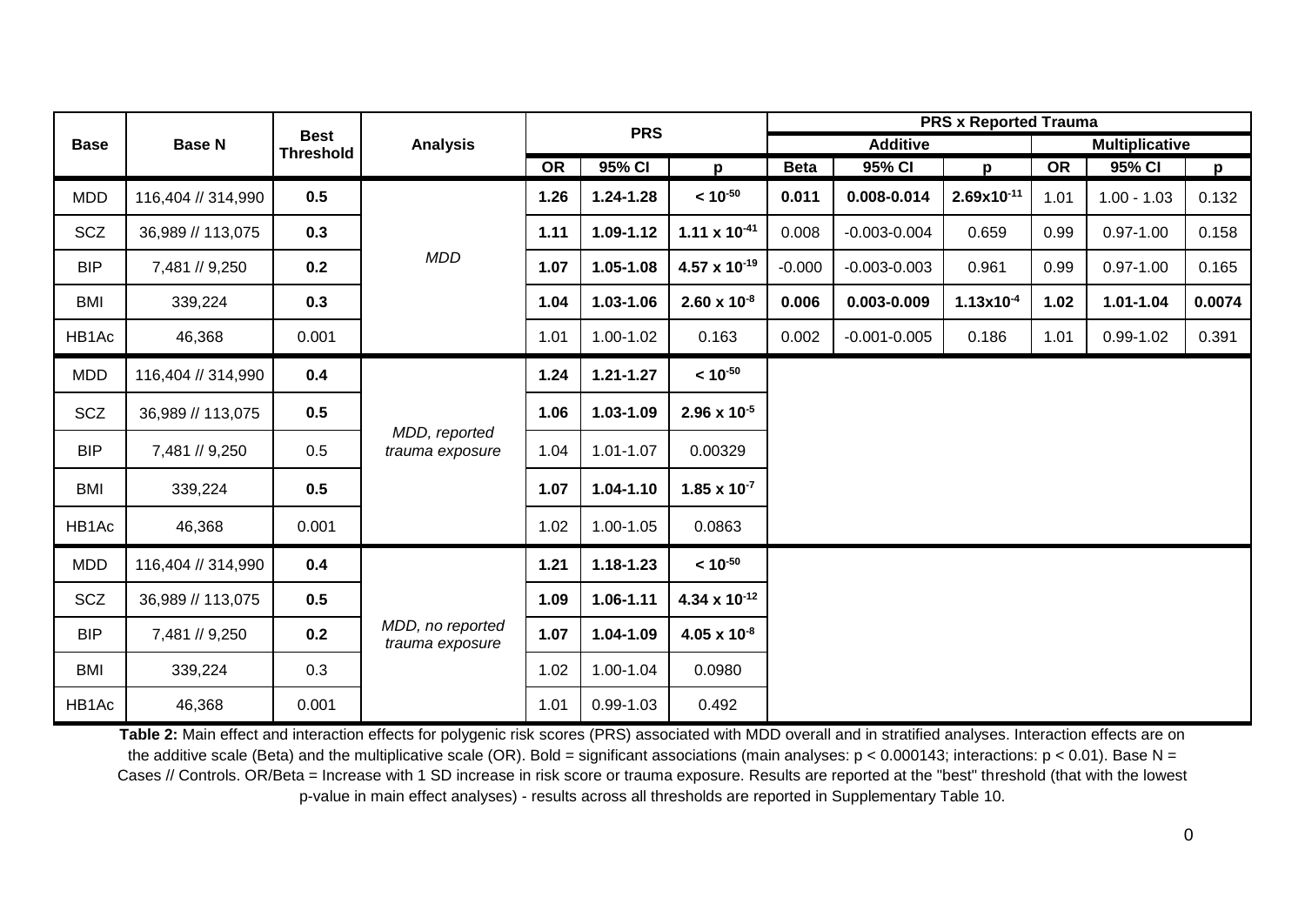| Base | Base N | Best Threshold | Analysis | PRS | | | PRS x Reported Trauma | | | | | |
|---|---|---|---|---|---|---|---|---|---|---|---|---|
| | | | | | | | Additive | | | Multiplicative | | |
| | | | | OR | 95% CI | p | Beta | 95% CI | p | OR | 95% CI | p |
| MDD | 116,404 // 314,990 | **0.5** | *MDD* | **1.26** | **1.24-1.28** | **$< 10^{-50}$** | **0.011** | **0.008-0.014** | **$2.69\text{x}10^{-11}$** | 1.01 | 1.00 - 1.03 | 0.132 |
| SCZ | 36,989 // 113,075 | **0.3** | | **1.11** | **1.09-1.12** | **$1.11 \times 10^{-41}$** | 0.008 | -0.003-0.004 | 0.659 | 0.99 | 0.97-1.00 | 0.158 |
| BIP | 7,481 // 9,250 | **0.2** | | **1.07** | **1.05-1.08** | **$4.57 \times 10^{-19}$** | -0.000 | -0.003-0.003 | 0.961 | 0.99 | 0.97-1.00 | 0.165 |
| BMI | 339,224 | **0.3** | | **1.04** | **1.03-1.06** | **$2.60 \times 10^{-8}$** | **0.006** | **0.003-0.009** | **$1.13\text{x}10^{-4}$** | **1.02** | **1.01-1.04** | **0.0074** |
| HB1Ac | 46,368 | 0.001 | | 1.01 | 1.00-1.02 | 0.163 | 0.002 | -0.001-0.005 | 0.186 | 1.01 | 0.99-1.02 | 0.391 |
| MDD | 116,404 // 314,990 | **0.4** | *MDD, reported trauma exposure* | **1.24** | **1.21-1.27** | **$< 10^{-50}$** | | | | | | |
| SCZ | 36,989 // 113,075 | **0.5** | | **1.06** | **1.03-1.09** | **$2.96 \times 10^{-5}$** | | | | | | |
| BIP | 7,481 // 9,250 | 0.5 | | 1.04 | 1.01-1.07 | 0.00329 | | | | | | |
| BMI | 339,224 | **0.5** | | **1.07** | **1.04-1.10** | **$1.85 \times 10^{-7}$** | | | | | | |
| HB1Ac | 46,368 | 0.001 | | 1.02 | 1.00-1.05 | 0.0863 | | | | | | |
| MDD | 116,404 // 314,990 | **0.4** | *MDD, no reported trauma exposure* | **1.21** | **1.18-1.23** | **$< 10^{-50}$** | | | | | | |
| SCZ | 36,989 // 113,075 | **0.5** | | **1.09** | **1.06-1.11** | **$4.34 \times 10^{-12}$** | | | | | | |
| BIP | 7,481 // 9,250 | **0.2** | | **1.07** | **1.04-1.09** | **$4.05 \times 10^{-8}$** | | | | | | |
| BMI | 339,224 | 0.3 | | 1.02 | 1.00-1.04 | 0.0980 | | | | | | |
| HB1Ac | 46,368 | 0.001 | | 1.01 | 0.99-1.03 | 0.492 | | | | | | |

**Table 2:** Main effect and interaction effects for polygenic risk scores (PRS) associated with MDD overall and in stratified analyses. Interaction effects are on the additive scale (Beta) and the multiplicative scale (OR). Bold = significant associations (main analyses: $p < 0.000143$; interactions: $p < 0.01$). Base N = Cases // Controls. OR/Beta = Increase with 1 SD increase in risk score or trauma exposure. Results are reported at the "best" threshold (that with the lowest p-value in main effect analyses) - results across all thresholds are reported in Supplementary Table 10.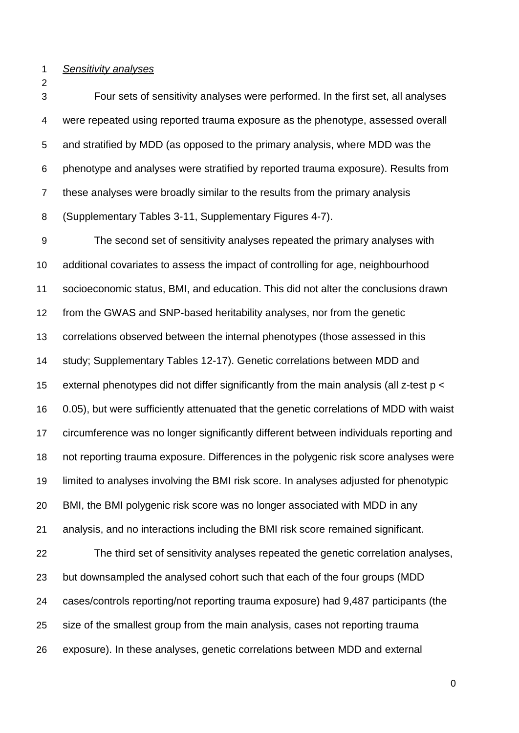*Sensitivity analyses*

Four sets of sensitivity analyses were performed. In the first set, all analyses were repeated using reported trauma exposure as the phenotype, assessed overall and stratified by MDD (as opposed to the primary analysis, where MDD was the phenotype and analyses were stratified by reported trauma exposure). Results from these analyses were broadly similar to the results from the primary analysis (Supplementary Tables 3-11, Supplementary Figures 4-7).

The second set of sensitivity analyses repeated the primary analyses with additional covariates to assess the impact of controlling for age, neighbourhood socioeconomic status, BMI, and education. This did not alter the conclusions drawn from the GWAS and SNP-based heritability analyses, nor from the genetic correlations observed between the internal phenotypes (those assessed in this study; Supplementary Tables 12-17). Genetic correlations between MDD and external phenotypes did not differ significantly from the main analysis (all z-test $p < 0.05$), but were sufficiently attenuated that the genetic correlations of MDD with waist circumference was no longer significantly different between individuals reporting and not reporting trauma exposure. Differences in the polygenic risk score analyses were limited to analyses involving the BMI risk score. In analyses adjusted for phenotypic BMI, the BMI polygenic risk score was no longer associated with MDD in any analysis, and no interactions including the BMI risk score remained significant.

The third set of sensitivity analyses repeated the genetic correlation analyses, but downsampled the analysed cohort such that each of the four groups (MDD cases/controls reporting/not reporting trauma exposure) had 9,487 participants (the size of the smallest group from the main analysis, cases not reporting trauma exposure). In these analyses, genetic correlations between MDD and external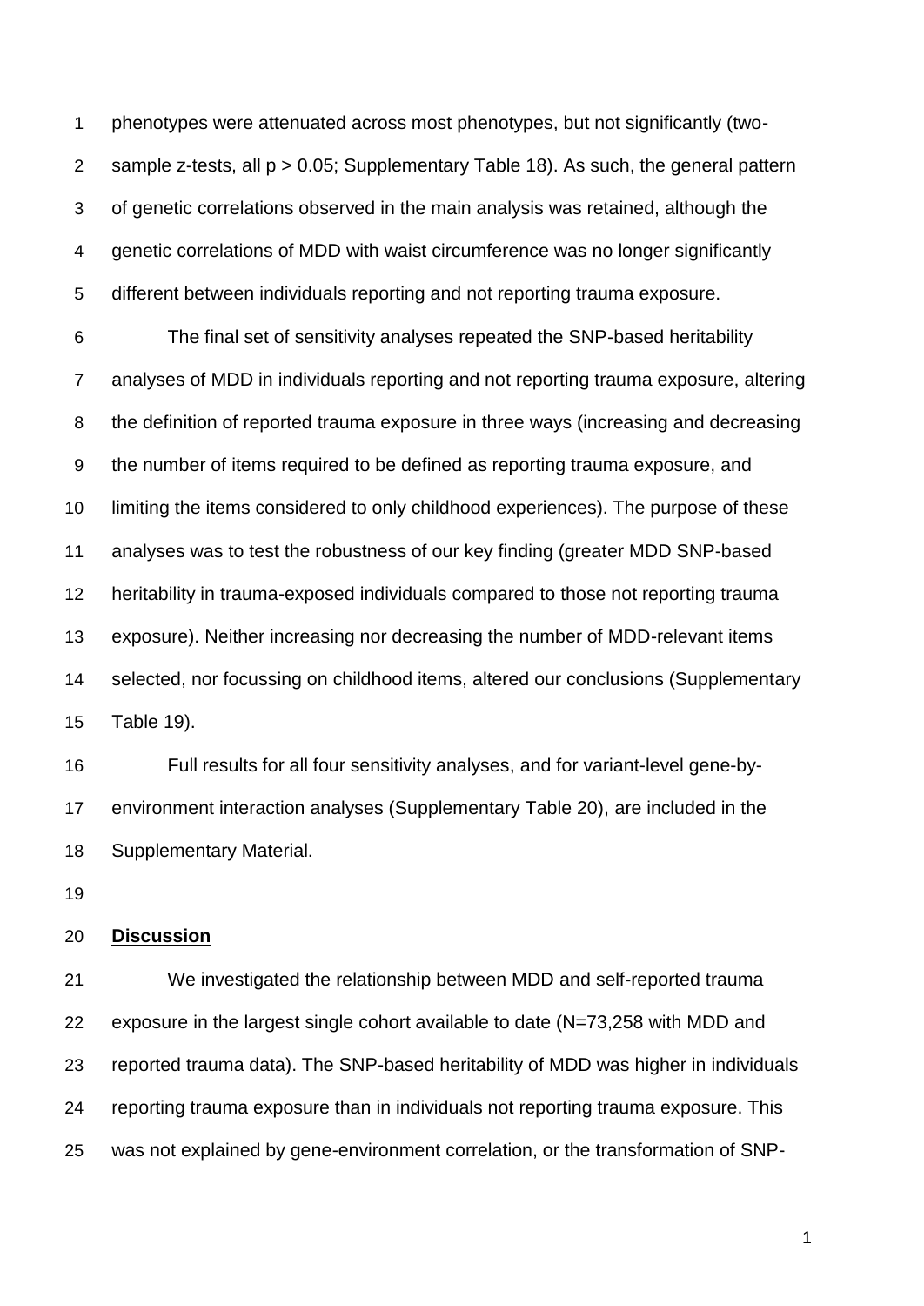phenotypes were attenuated across most phenotypes, but not significantly (two-sample z-tests, all $p > 0.05$; Supplementary Table 18). As such, the general pattern of genetic correlations observed in the main analysis was retained, although the genetic correlations of MDD with waist circumference was no longer significantly different between individuals reporting and not reporting trauma exposure.

The final set of sensitivity analyses repeated the SNP-based heritability analyses of MDD in individuals reporting and not reporting trauma exposure, altering the definition of reported trauma exposure in three ways (increasing and decreasing the number of items required to be defined as reporting trauma exposure, and limiting the items considered to only childhood experiences). The purpose of these analyses was to test the robustness of our key finding (greater MDD SNP-based heritability in trauma-exposed individuals compared to those not reporting trauma exposure). Neither increasing nor decreasing the number of MDD-relevant items selected, nor focussing on childhood items, altered our conclusions (Supplementary Table 19).

Full results for all four sensitivity analyses, and for variant-level gene-by-environment interaction analyses (Supplementary Table 20), are included in the Supplementary Material.

## Discussion

We investigated the relationship between MDD and self-reported trauma exposure in the largest single cohort available to date (N=73,258 with MDD and reported trauma data). The SNP-based heritability of MDD was higher in individuals reporting trauma exposure than in individuals not reporting trauma exposure. This was not explained by gene-environment correlation, or the transformation of SNP-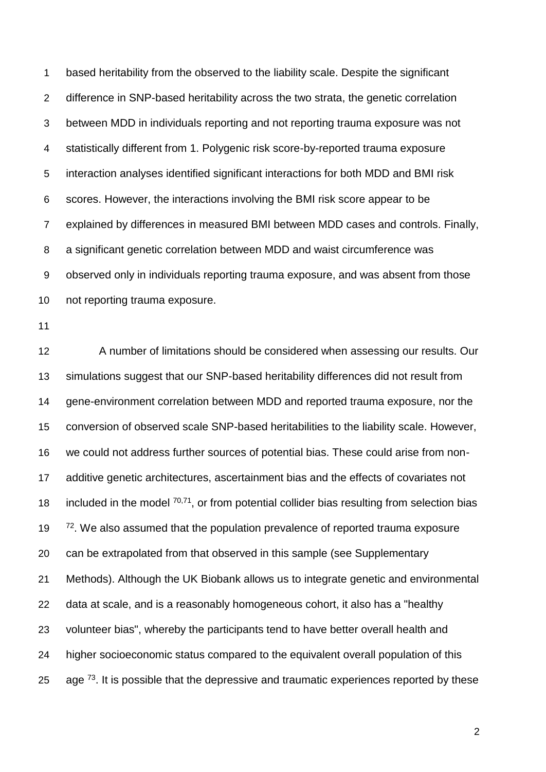based heritability from the observed to the liability scale. Despite the significant difference in SNP-based heritability across the two strata, the genetic correlation between MDD in individuals reporting and not reporting trauma exposure was not statistically different from 1. Polygenic risk score-by-reported trauma exposure interaction analyses identified significant interactions for both MDD and BMI risk scores. However, the interactions involving the BMI risk score appear to be explained by differences in measured BMI between MDD cases and controls. Finally, a significant genetic correlation between MDD and waist circumference was observed only in individuals reporting trauma exposure, and was absent from those not reporting trauma exposure.

A number of limitations should be considered when assessing our results. Our simulations suggest that our SNP-based heritability differences did not result from gene-environment correlation between MDD and reported trauma exposure, nor the conversion of observed scale SNP-based heritabilities to the liability scale. However, we could not address further sources of potential bias. These could arise from non-additive genetic architectures, ascertainment bias and the effects of covariates not included in the model [70,71], or from potential collider bias resulting from selection bias [72]. We also assumed that the population prevalence of reported trauma exposure can be extrapolated from that observed in this sample (see Supplementary Methods). Although the UK Biobank allows us to integrate genetic and environmental data at scale, and is a reasonably homogeneous cohort, it also has a "healthy volunteer bias", whereby the participants tend to have better overall health and higher socioeconomic status compared to the equivalent overall population of this age [73]. It is possible that the depressive and traumatic experiences reported by these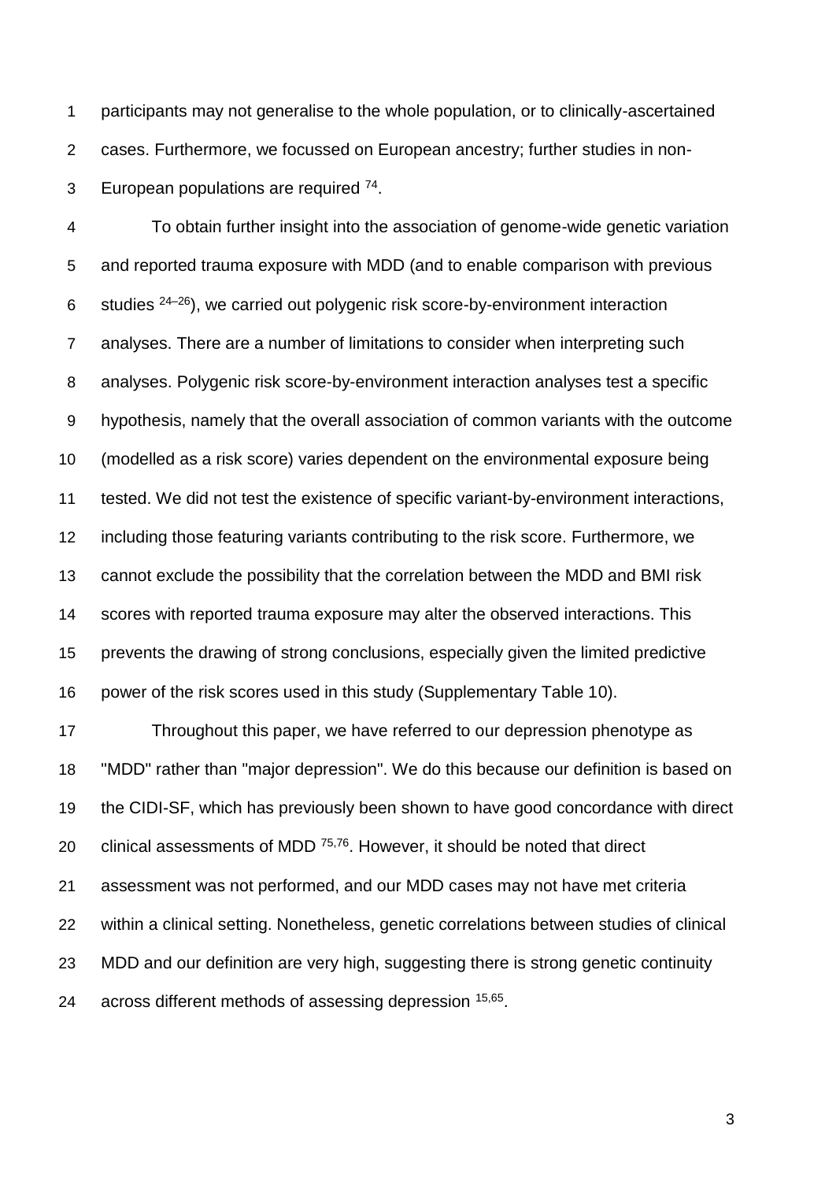participants may not generalise to the whole population, or to clinically-ascertained cases. Furthermore, we focussed on European ancestry; further studies in non-European populations are required [74].

To obtain further insight into the association of genome-wide genetic variation and reported trauma exposure with MDD (and to enable comparison with previous studies [24–26]), we carried out polygenic risk score-by-environment interaction analyses. There are a number of limitations to consider when interpreting such analyses. Polygenic risk score-by-environment interaction analyses test a specific hypothesis, namely that the overall association of common variants with the outcome (modelled as a risk score) varies dependent on the environmental exposure being tested. We did not test the existence of specific variant-by-environment interactions, including those featuring variants contributing to the risk score. Furthermore, we cannot exclude the possibility that the correlation between the MDD and BMI risk scores with reported trauma exposure may alter the observed interactions. This prevents the drawing of strong conclusions, especially given the limited predictive power of the risk scores used in this study (Supplementary Table 10).

Throughout this paper, we have referred to our depression phenotype as "MDD" rather than "major depression". We do this because our definition is based on the CIDI-SF, which has previously been shown to have good concordance with direct clinical assessments of MDD [75,76]. However, it should be noted that direct assessment was not performed, and our MDD cases may not have met criteria within a clinical setting. Nonetheless, genetic correlations between studies of clinical MDD and our definition are very high, suggesting there is strong genetic continuity across different methods of assessing depression [15,65].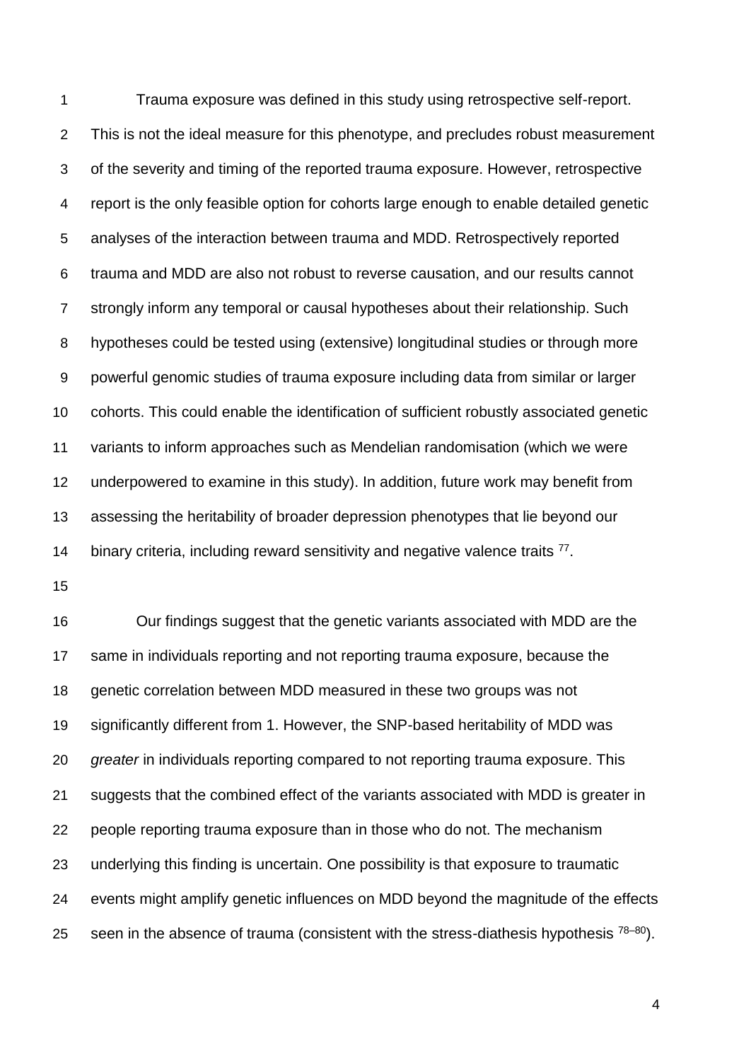Trauma exposure was defined in this study using retrospective self-report. This is not the ideal measure for this phenotype, and precludes robust measurement of the severity and timing of the reported trauma exposure. However, retrospective report is the only feasible option for cohorts large enough to enable detailed genetic analyses of the interaction between trauma and MDD. Retrospectively reported trauma and MDD are also not robust to reverse causation, and our results cannot strongly inform any temporal or causal hypotheses about their relationship. Such hypotheses could be tested using (extensive) longitudinal studies or through more powerful genomic studies of trauma exposure including data from similar or larger cohorts. This could enable the identification of sufficient robustly associated genetic variants to inform approaches such as Mendelian randomisation (which we were underpowered to examine in this study). In addition, future work may benefit from assessing the heritability of broader depression phenotypes that lie beyond our binary criteria, including reward sensitivity and negative valence traits [77].

Our findings suggest that the genetic variants associated with MDD are the same in individuals reporting and not reporting trauma exposure, because the genetic correlation between MDD measured in these two groups was not significantly different from 1. However, the SNP-based heritability of MDD was *greater* in individuals reporting compared to not reporting trauma exposure. This suggests that the combined effect of the variants associated with MDD is greater in people reporting trauma exposure than in those who do not. The mechanism underlying this finding is uncertain. One possibility is that exposure to traumatic events might amplify genetic influences on MDD beyond the magnitude of the effects seen in the absence of trauma (consistent with the stress-diathesis hypothesis [78–80]).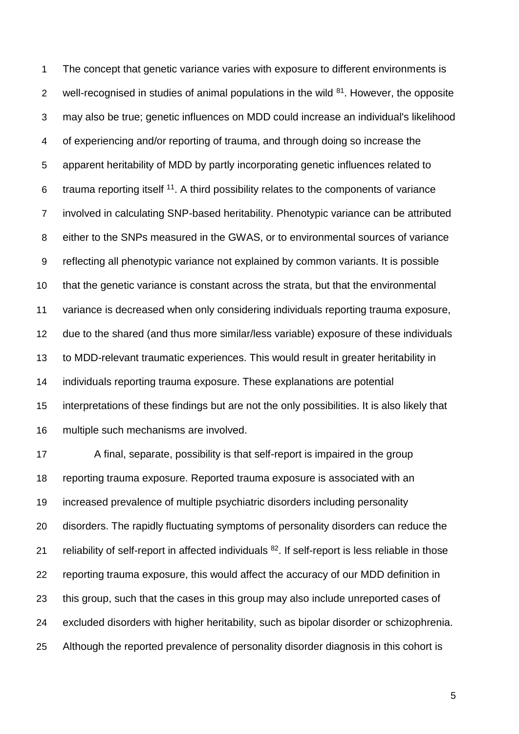The concept that genetic variance varies with exposure to different environments is well-recognised in studies of animal populations in the wild [81]. However, the opposite may also be true; genetic influences on MDD could increase an individual's likelihood of experiencing and/or reporting of trauma, and through doing so increase the apparent heritability of MDD by partly incorporating genetic influences related to trauma reporting itself [11]. A third possibility relates to the components of variance involved in calculating SNP-based heritability. Phenotypic variance can be attributed either to the SNPs measured in the GWAS, or to environmental sources of variance reflecting all phenotypic variance not explained by common variants. It is possible that the genetic variance is constant across the strata, but that the environmental variance is decreased when only considering individuals reporting trauma exposure, due to the shared (and thus more similar/less variable) exposure of these individuals to MDD-relevant traumatic experiences. This would result in greater heritability in individuals reporting trauma exposure. These explanations are potential interpretations of these findings but are not the only possibilities. It is also likely that multiple such mechanisms are involved.

A final, separate, possibility is that self-report is impaired in the group reporting trauma exposure. Reported trauma exposure is associated with an increased prevalence of multiple psychiatric disorders including personality disorders. The rapidly fluctuating symptoms of personality disorders can reduce the reliability of self-report in affected individuals [82]. If self-report is less reliable in those reporting trauma exposure, this would affect the accuracy of our MDD definition in this group, such that the cases in this group may also include unreported cases of excluded disorders with higher heritability, such as bipolar disorder or schizophrenia. Although the reported prevalence of personality disorder diagnosis in this cohort is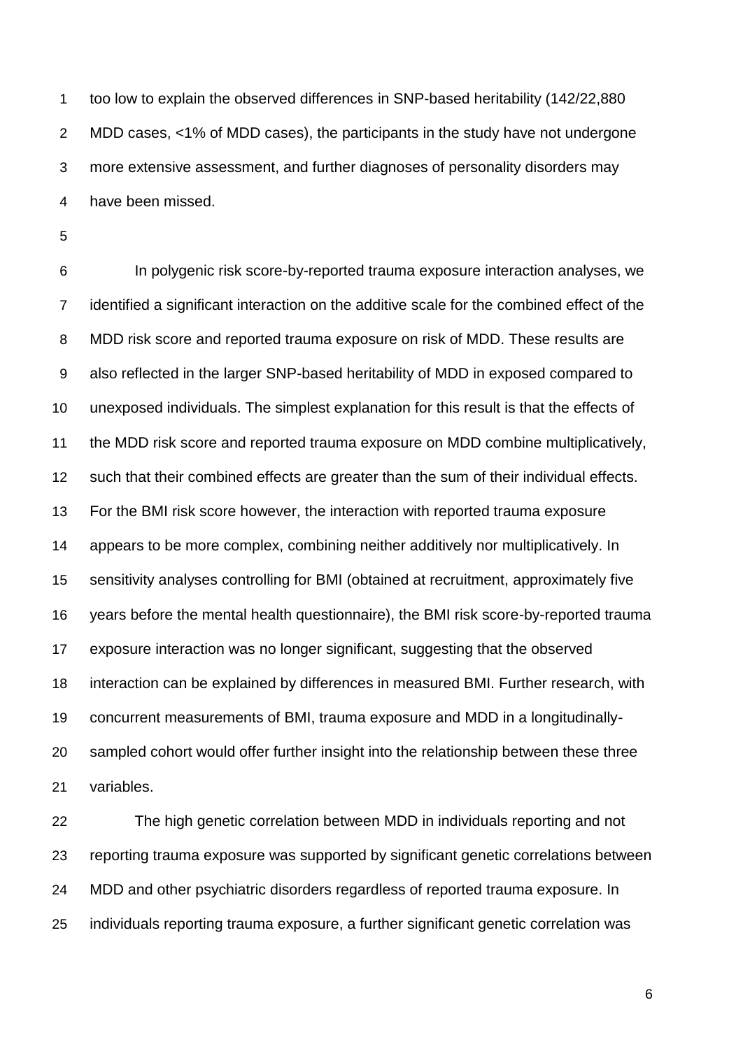too low to explain the observed differences in SNP-based heritability (142/22,880 MDD cases, <1% of MDD cases), the participants in the study have not undergone more extensive assessment, and further diagnoses of personality disorders may have been missed.

In polygenic risk score-by-reported trauma exposure interaction analyses, we identified a significant interaction on the additive scale for the combined effect of the MDD risk score and reported trauma exposure on risk of MDD. These results are also reflected in the larger SNP-based heritability of MDD in exposed compared to unexposed individuals. The simplest explanation for this result is that the effects of the MDD risk score and reported trauma exposure on MDD combine multiplicatively, such that their combined effects are greater than the sum of their individual effects. For the BMI risk score however, the interaction with reported trauma exposure appears to be more complex, combining neither additively nor multiplicatively. In sensitivity analyses controlling for BMI (obtained at recruitment, approximately five years before the mental health questionnaire), the BMI risk score-by-reported trauma exposure interaction was no longer significant, suggesting that the observed interaction can be explained by differences in measured BMI. Further research, with concurrent measurements of BMI, trauma exposure and MDD in a longitudinally-sampled cohort would offer further insight into the relationship between these three variables.

The high genetic correlation between MDD in individuals reporting and not reporting trauma exposure was supported by significant genetic correlations between MDD and other psychiatric disorders regardless of reported trauma exposure. In individuals reporting trauma exposure, a further significant genetic correlation was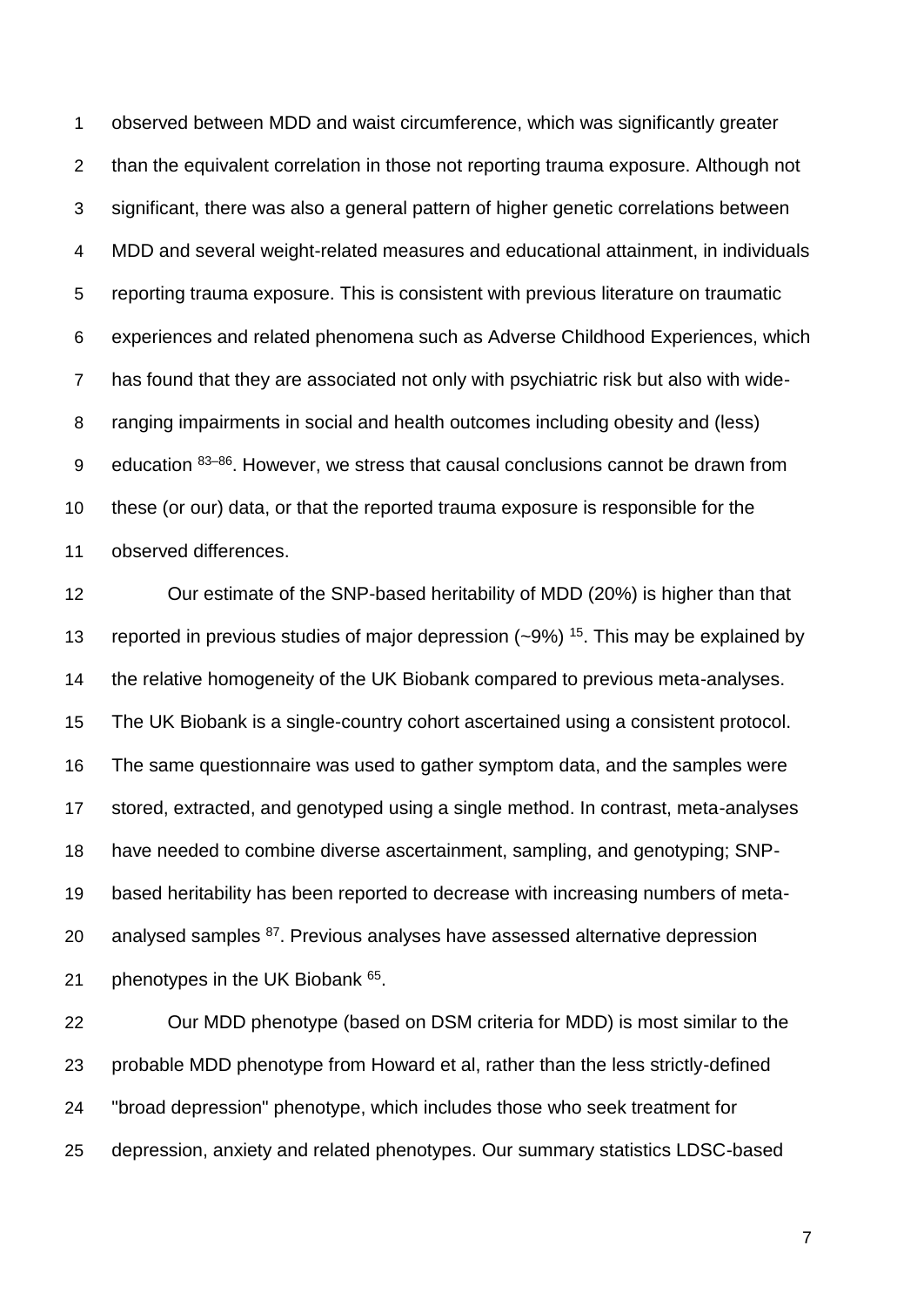observed between MDD and waist circumference, which was significantly greater than the equivalent correlation in those not reporting trauma exposure. Although not significant, there was also a general pattern of higher genetic correlations between MDD and several weight-related measures and educational attainment, in individuals reporting trauma exposure. This is consistent with previous literature on traumatic experiences and related phenomena such as Adverse Childhood Experiences, which has found that they are associated not only with psychiatric risk but also with wide-ranging impairments in social and health outcomes including obesity and (less) education [83–86]. However, we stress that causal conclusions cannot be drawn from these (or our) data, or that the reported trauma exposure is responsible for the observed differences.

Our estimate of the SNP-based heritability of MDD (20%) is higher than that reported in previous studies of major depression (~9%) [15]. This may be explained by the relative homogeneity of the UK Biobank compared to previous meta-analyses. The UK Biobank is a single-country cohort ascertained using a consistent protocol. The same questionnaire was used to gather symptom data, and the samples were stored, extracted, and genotyped using a single method. In contrast, meta-analyses have needed to combine diverse ascertainment, sampling, and genotyping; SNP-based heritability has been reported to decrease with increasing numbers of meta-analysed samples [87]. Previous analyses have assessed alternative depression phenotypes in the UK Biobank [65].

Our MDD phenotype (based on DSM criteria for MDD) is most similar to the probable MDD phenotype from Howard et al, rather than the less strictly-defined "broad depression" phenotype, which includes those who seek treatment for depression, anxiety and related phenotypes. Our summary statistics LDSC-based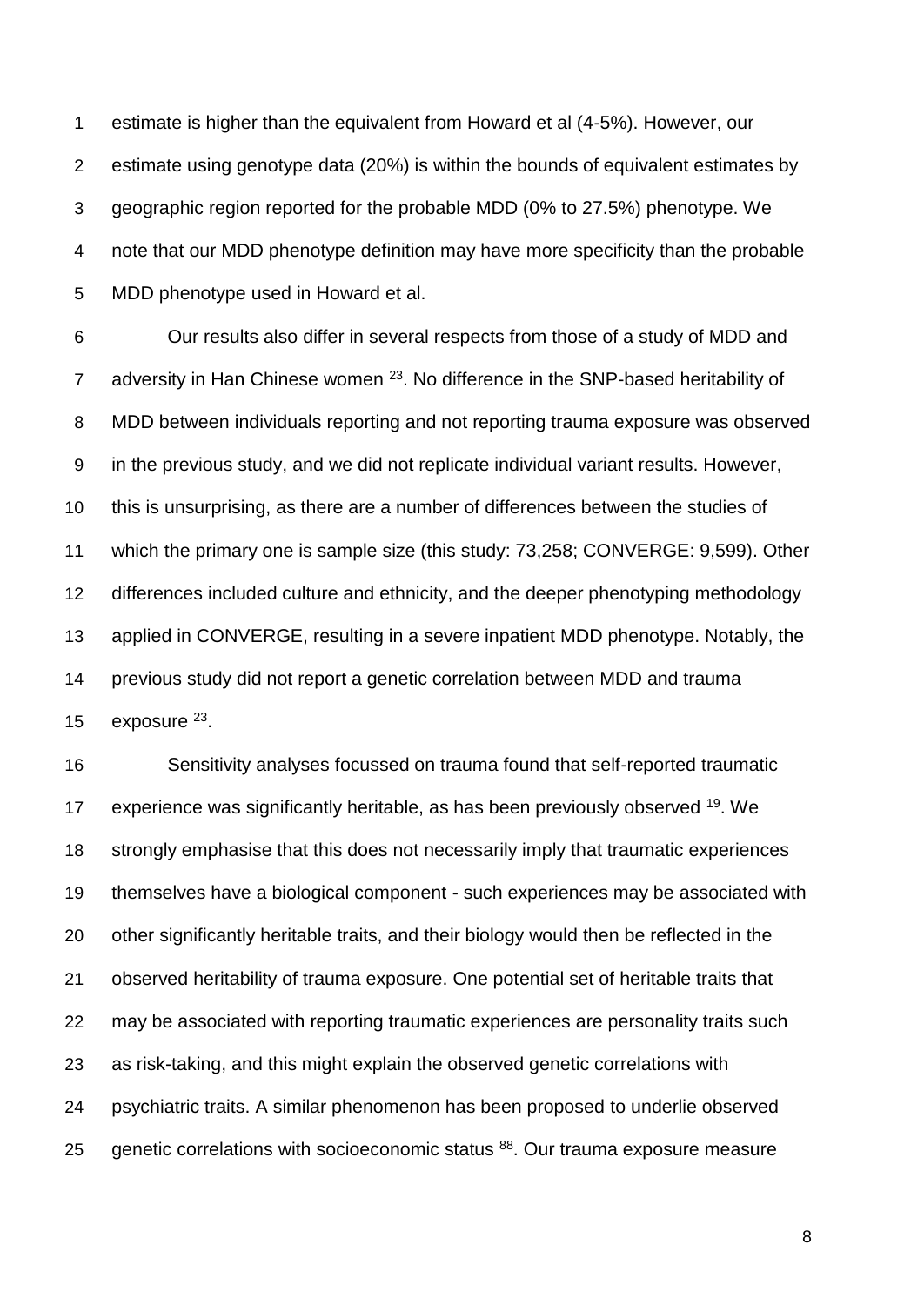estimate is higher than the equivalent from Howard et al (4-5%). However, our estimate using genotype data (20%) is within the bounds of equivalent estimates by geographic region reported for the probable MDD (0% to 27.5%) phenotype. We note that our MDD phenotype definition may have more specificity than the probable MDD phenotype used in Howard et al.

Our results also differ in several respects from those of a study of MDD and adversity in Han Chinese women [23]. No difference in the SNP-based heritability of MDD between individuals reporting and not reporting trauma exposure was observed in the previous study, and we did not replicate individual variant results. However, this is unsurprising, as there are a number of differences between the studies of which the primary one is sample size (this study: 73,258; CONVERGE: 9,599). Other differences included culture and ethnicity, and the deeper phenotyping methodology applied in CONVERGE, resulting in a severe inpatient MDD phenotype. Notably, the previous study did not report a genetic correlation between MDD and trauma exposure [23].

Sensitivity analyses focussed on trauma found that self-reported traumatic experience was significantly heritable, as has been previously observed [19]. We strongly emphasise that this does not necessarily imply that traumatic experiences themselves have a biological component - such experiences may be associated with other significantly heritable traits, and their biology would then be reflected in the observed heritability of trauma exposure. One potential set of heritable traits that may be associated with reporting traumatic experiences are personality traits such as risk-taking, and this might explain the observed genetic correlations with psychiatric traits. A similar phenomenon has been proposed to underlie observed genetic correlations with socioeconomic status [88]. Our trauma exposure measure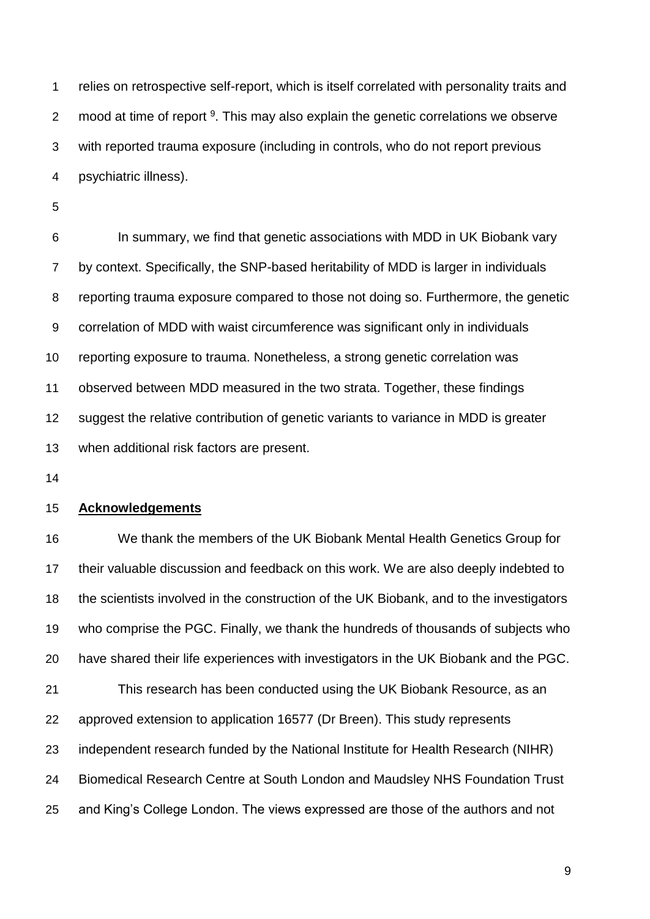relies on retrospective self-report, which is itself correlated with personality traits and mood at time of report [9]. This may also explain the genetic correlations we observe with reported trauma exposure (including in controls, who do not report previous psychiatric illness).

In summary, we find that genetic associations with MDD in UK Biobank vary by context. Specifically, the SNP-based heritability of MDD is larger in individuals reporting trauma exposure compared to those not doing so. Furthermore, the genetic correlation of MDD with waist circumference was significant only in individuals reporting exposure to trauma. Nonetheless, a strong genetic correlation was observed between MDD measured in the two strata. Together, these findings suggest the relative contribution of genetic variants to variance in MDD is greater when additional risk factors are present.

## Acknowledgements

We thank the members of the UK Biobank Mental Health Genetics Group for their valuable discussion and feedback on this work. We are also deeply indebted to the scientists involved in the construction of the UK Biobank, and to the investigators who comprise the PGC. Finally, we thank the hundreds of thousands of subjects who have shared their life experiences with investigators in the UK Biobank and the PGC.

This research has been conducted using the UK Biobank Resource, as an approved extension to application 16577 (Dr Breen). This study represents independent research funded by the National Institute for Health Research (NIHR) Biomedical Research Centre at South London and Maudsley NHS Foundation Trust and King's College London. The views expressed are those of the authors and not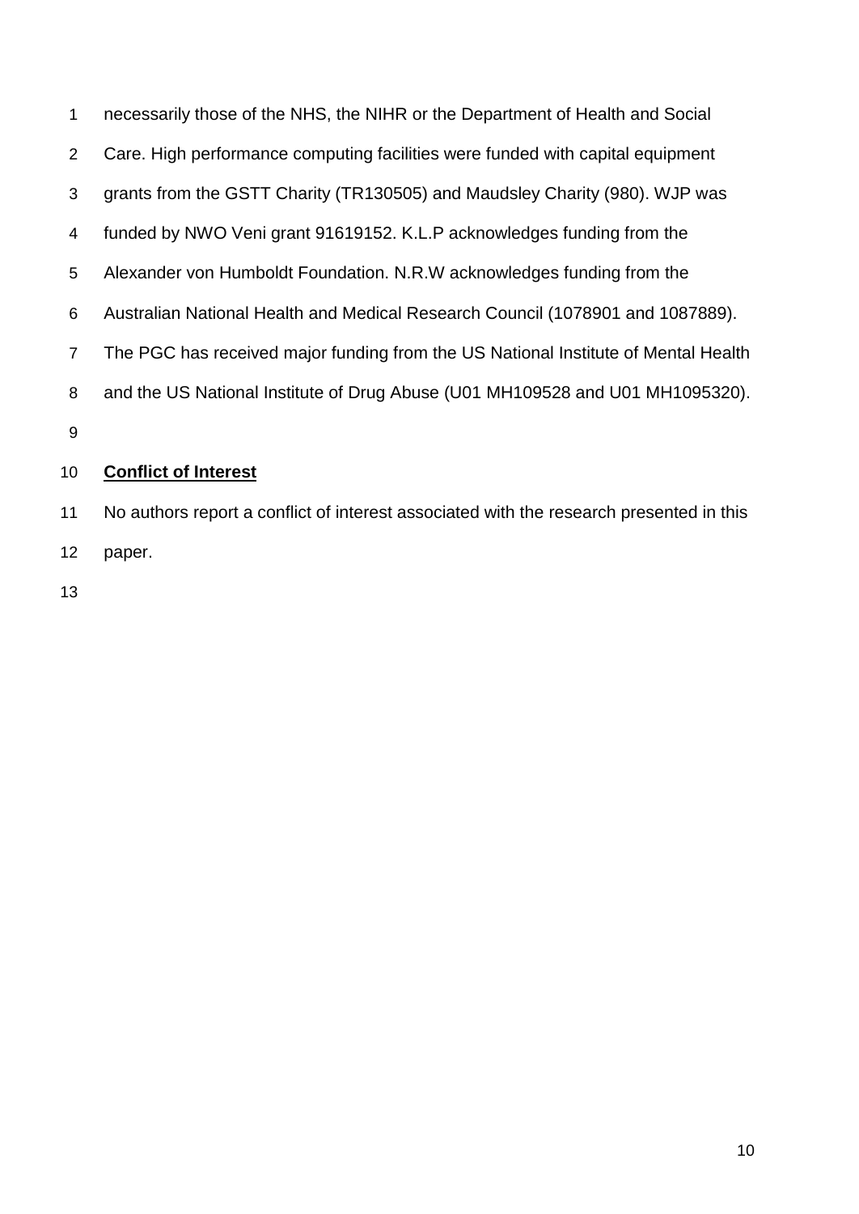necessarily those of the NHS, the NIHR or the Department of Health and Social Care. High performance computing facilities were funded with capital equipment grants from the GSTT Charity (TR130505) and Maudsley Charity (980). WJP was funded by NWO Veni grant 91619152. K.L.P acknowledges funding from the Alexander von Humboldt Foundation. N.R.W acknowledges funding from the Australian National Health and Medical Research Council (1078901 and 1087889). The PGC has received major funding from the US National Institute of Mental Health and the US National Institute of Drug Abuse (U01 MH109528 and U01 MH1095320).

## Conflict of Interest

No authors report a conflict of interest associated with the research presented in this paper.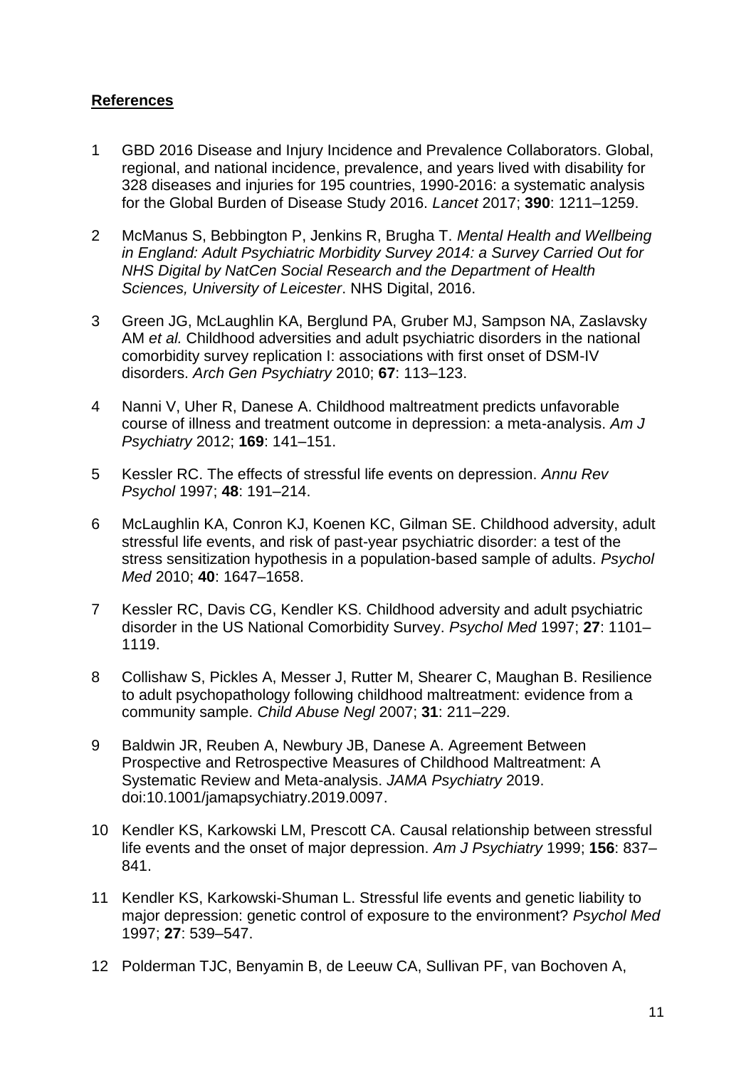**References**

1 GBD 2016 Disease and Injury Incidence and Prevalence Collaborators. Global, regional, and national incidence, prevalence, and years lived with disability for 328 diseases and injuries for 195 countries, 1990-2016: a systematic analysis for the Global Burden of Disease Study 2016. *Lancet* 2017; **390**: 1211–1259.

2 McManus S, Bebbington P, Jenkins R, Brugha T. *Mental Health and Wellbeing in England: Adult Psychiatric Morbidity Survey 2014: a Survey Carried Out for NHS Digital by NatCen Social Research and the Department of Health Sciences, University of Leicester*. NHS Digital, 2016.

3 Green JG, McLaughlin KA, Berglund PA, Gruber MJ, Sampson NA, Zaslavsky AM *et al.* Childhood adversities and adult psychiatric disorders in the national comorbidity survey replication I: associations with first onset of DSM-IV disorders. *Arch Gen Psychiatry* 2010; **67**: 113–123.

4 Nanni V, Uher R, Danese A. Childhood maltreatment predicts unfavorable course of illness and treatment outcome in depression: a meta-analysis. *Am J Psychiatry* 2012; **169**: 141–151.

5 Kessler RC. The effects of stressful life events on depression. *Annu Rev Psychol* 1997; **48**: 191–214.

6 McLaughlin KA, Conron KJ, Koenen KC, Gilman SE. Childhood adversity, adult stressful life events, and risk of past-year psychiatric disorder: a test of the stress sensitization hypothesis in a population-based sample of adults. *Psychol Med* 2010; **40**: 1647–1658.

7 Kessler RC, Davis CG, Kendler KS. Childhood adversity and adult psychiatric disorder in the US National Comorbidity Survey. *Psychol Med* 1997; **27**: 1101–1119.

8 Collishaw S, Pickles A, Messer J, Rutter M, Shearer C, Maughan B. Resilience to adult psychopathology following childhood maltreatment: evidence from a community sample. *Child Abuse Negl* 2007; **31**: 211–229.

9 Baldwin JR, Reuben A, Newbury JB, Danese A. Agreement Between Prospective and Retrospective Measures of Childhood Maltreatment: A Systematic Review and Meta-analysis. *JAMA Psychiatry* 2019. doi:10.1001/jamapsychiatry.2019.0097.

10 Kendler KS, Karkowski LM, Prescott CA. Causal relationship between stressful life events and the onset of major depression. *Am J Psychiatry* 1999; **156**: 837–841.

11 Kendler KS, Karkowski-Shuman L. Stressful life events and genetic liability to major depression: genetic control of exposure to the environment? *Psychol Med* 1997; **27**: 539–547.

12 Polderman TJC, Benyamin B, de Leeuw CA, Sullivan PF, van Bochoven A,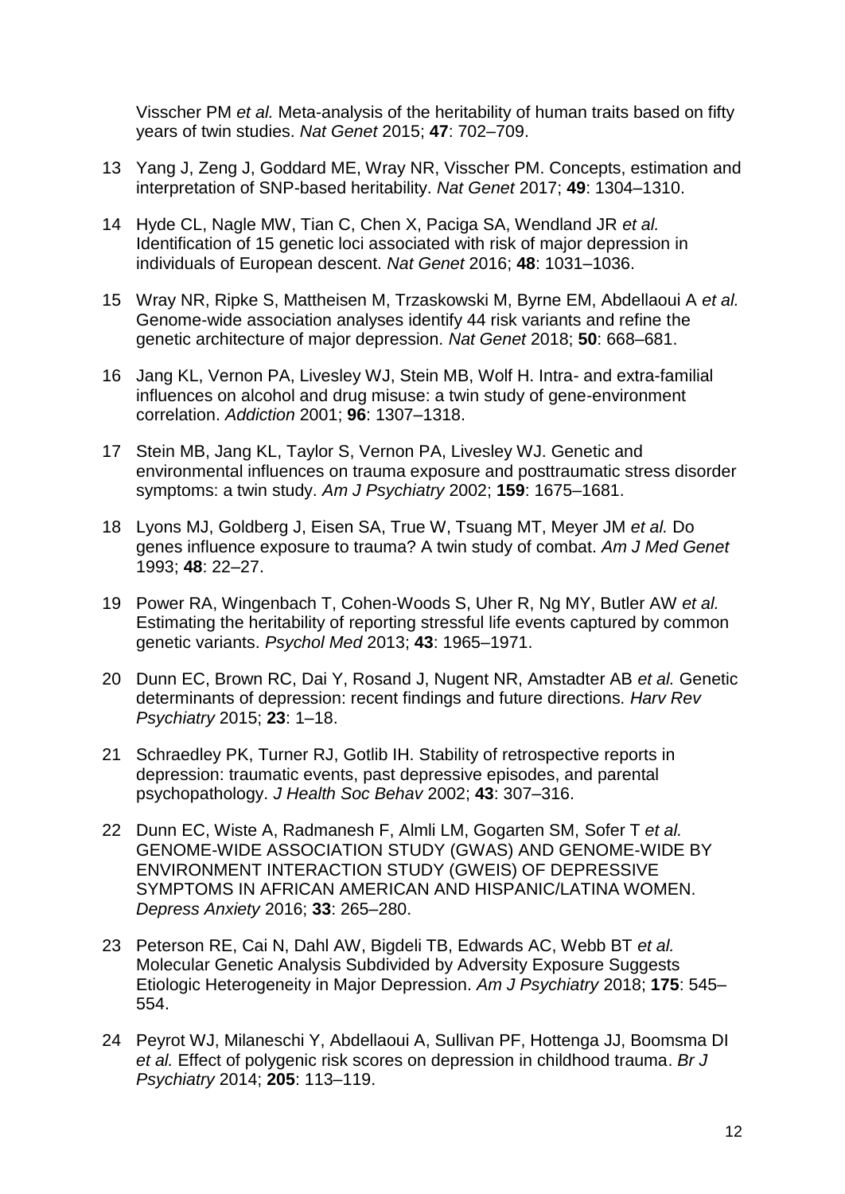Visscher PM *et al.* Meta-analysis of the heritability of human traits based on fifty years of twin studies. *Nat Genet* 2015; **47**: 702–709.

13 Yang J, Zeng J, Goddard ME, Wray NR, Visscher PM. Concepts, estimation and interpretation of SNP-based heritability. *Nat Genet* 2017; **49**: 1304–1310.

14 Hyde CL, Nagle MW, Tian C, Chen X, Paciga SA, Wendland JR *et al.* Identification of 15 genetic loci associated with risk of major depression in individuals of European descent. *Nat Genet* 2016; **48**: 1031–1036.

15 Wray NR, Ripke S, Mattheisen M, Trzaskowski M, Byrne EM, Abdellaoui A *et al.* Genome-wide association analyses identify 44 risk variants and refine the genetic architecture of major depression. *Nat Genet* 2018; **50**: 668–681.

16 Jang KL, Vernon PA, Livesley WJ, Stein MB, Wolf H. Intra- and extra-familial influences on alcohol and drug misuse: a twin study of gene-environment correlation. *Addiction* 2001; **96**: 1307–1318.

17 Stein MB, Jang KL, Taylor S, Vernon PA, Livesley WJ. Genetic and environmental influences on trauma exposure and posttraumatic stress disorder symptoms: a twin study. *Am J Psychiatry* 2002; **159**: 1675–1681.

18 Lyons MJ, Goldberg J, Eisen SA, True W, Tsuang MT, Meyer JM *et al.* Do genes influence exposure to trauma? A twin study of combat. *Am J Med Genet* 1993; **48**: 22–27.

19 Power RA, Wingenbach T, Cohen-Woods S, Uher R, Ng MY, Butler AW *et al.* Estimating the heritability of reporting stressful life events captured by common genetic variants. *Psychol Med* 2013; **43**: 1965–1971.

20 Dunn EC, Brown RC, Dai Y, Rosand J, Nugent NR, Amstadter AB *et al.* Genetic determinants of depression: recent findings and future directions. *Harv Rev Psychiatry* 2015; **23**: 1–18.

21 Schraedley PK, Turner RJ, Gotlib IH. Stability of retrospective reports in depression: traumatic events, past depressive episodes, and parental psychopathology. *J Health Soc Behav* 2002; **43**: 307–316.

22 Dunn EC, Wiste A, Radmanesh F, Almli LM, Gogarten SM, Sofer T *et al.* GENOME-WIDE ASSOCIATION STUDY (GWAS) AND GENOME-WIDE BY ENVIRONMENT INTERACTION STUDY (GWEIS) OF DEPRESSIVE SYMPTOMS IN AFRICAN AMERICAN AND HISPANIC/LATINA WOMEN. *Depress Anxiety* 2016; **33**: 265–280.

23 Peterson RE, Cai N, Dahl AW, Bigdeli TB, Edwards AC, Webb BT *et al.* Molecular Genetic Analysis Subdivided by Adversity Exposure Suggests Etiologic Heterogeneity in Major Depression. *Am J Psychiatry* 2018; **175**: 545–554.

24 Peyrot WJ, Milaneschi Y, Abdellaoui A, Sullivan PF, Hottenga JJ, Boomsma DI *et al.* Effect of polygenic risk scores on depression in childhood trauma. *Br J Psychiatry* 2014; **205**: 113–119.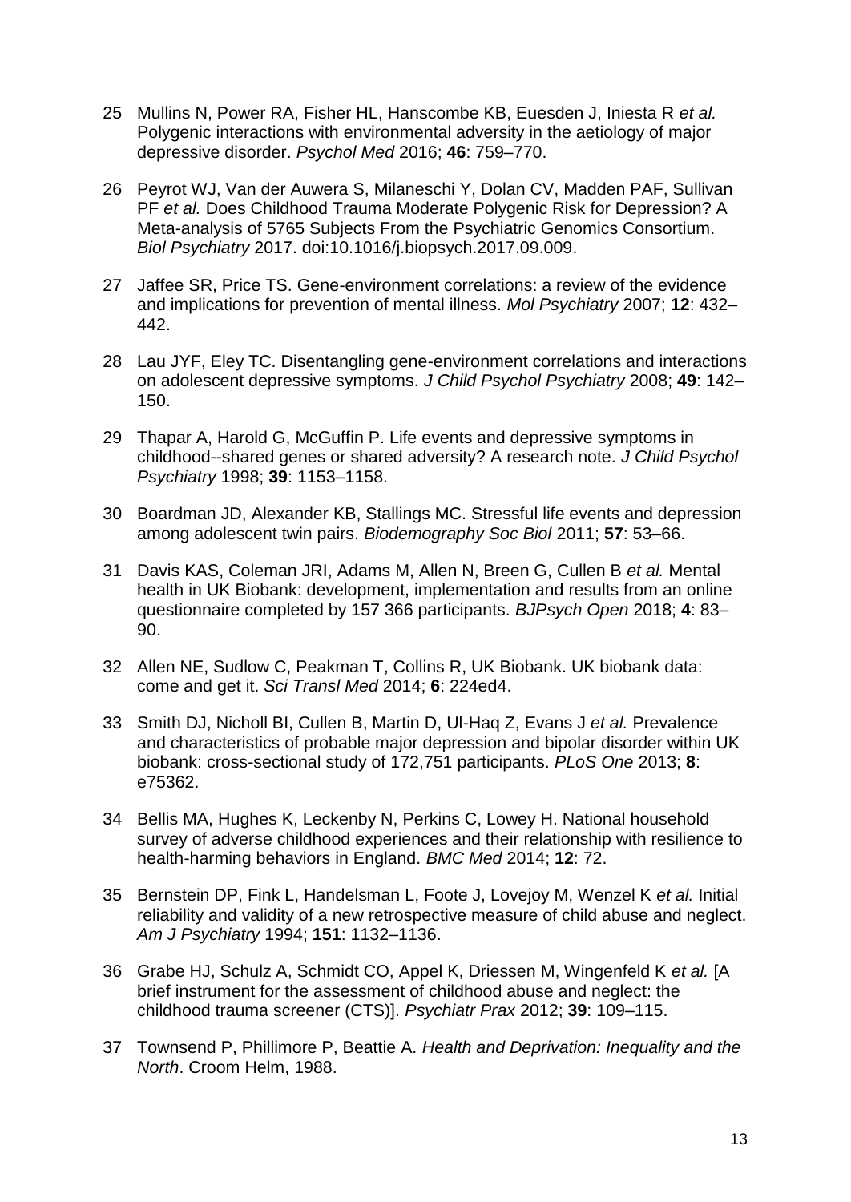25 Mullins N, Power RA, Fisher HL, Hanscombe KB, Euesden J, Iniesta R *et al.* Polygenic interactions with environmental adversity in the aetiology of major depressive disorder. *Psychol Med* 2016; **46**: 759–770.

26 Peyrot WJ, Van der Auwera S, Milaneschi Y, Dolan CV, Madden PAF, Sullivan PF *et al.* Does Childhood Trauma Moderate Polygenic Risk for Depression? A Meta-analysis of 5765 Subjects From the Psychiatric Genomics Consortium. *Biol Psychiatry* 2017. doi:10.1016/j.biopsych.2017.09.009.

27 Jaffee SR, Price TS. Gene-environment correlations: a review of the evidence and implications for prevention of mental illness. *Mol Psychiatry* 2007; **12**: 432–442.

28 Lau JYF, Eley TC. Disentangling gene-environment correlations and interactions on adolescent depressive symptoms. *J Child Psychol Psychiatry* 2008; **49**: 142–150.

29 Thapar A, Harold G, McGuffin P. Life events and depressive symptoms in childhood--shared genes or shared adversity? A research note. *J Child Psychol Psychiatry* 1998; **39**: 1153–1158.

30 Boardman JD, Alexander KB, Stallings MC. Stressful life events and depression among adolescent twin pairs. *Biodemography Soc Biol* 2011; **57**: 53–66.

31 Davis KAS, Coleman JRI, Adams M, Allen N, Breen G, Cullen B *et al.* Mental health in UK Biobank: development, implementation and results from an online questionnaire completed by 157 366 participants. *BJPsych Open* 2018; **4**: 83–90.

32 Allen NE, Sudlow C, Peakman T, Collins R, UK Biobank. UK biobank data: come and get it. *Sci Transl Med* 2014; **6**: 224ed4.

33 Smith DJ, Nicholl BI, Cullen B, Martin D, Ul-Haq Z, Evans J *et al.* Prevalence and characteristics of probable major depression and bipolar disorder within UK biobank: cross-sectional study of 172,751 participants. *PLoS One* 2013; **8**: e75362.

34 Bellis MA, Hughes K, Leckenby N, Perkins C, Lowey H. National household survey of adverse childhood experiences and their relationship with resilience to health-harming behaviors in England. *BMC Med* 2014; **12**: 72.

35 Bernstein DP, Fink L, Handelsman L, Foote J, Lovejoy M, Wenzel K *et al.* Initial reliability and validity of a new retrospective measure of child abuse and neglect. *Am J Psychiatry* 1994; **151**: 1132–1136.

36 Grabe HJ, Schulz A, Schmidt CO, Appel K, Driessen M, Wingenfeld K *et al.* [A brief instrument for the assessment of childhood abuse and neglect: the childhood trauma screener (CTS)]. *Psychiatr Prax* 2012; **39**: 109–115.

37 Townsend P, Phillimore P, Beattie A. *Health and Deprivation: Inequality and the North*. Croom Helm, 1988.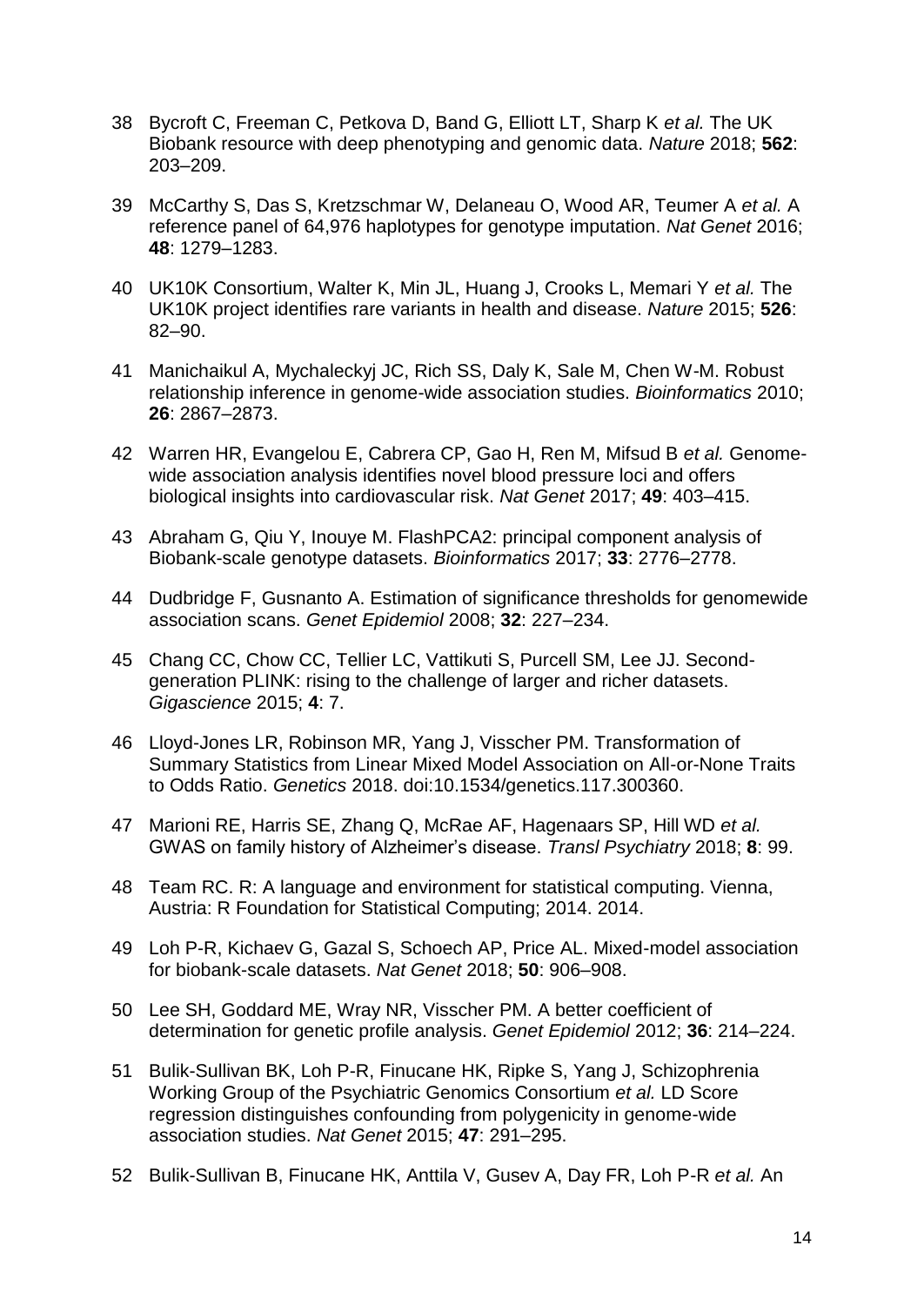38 Bycroft C, Freeman C, Petkova D, Band G, Elliott LT, Sharp K *et al.* The UK Biobank resource with deep phenotyping and genomic data. *Nature* 2018; **562**: 203–209.

39 McCarthy S, Das S, Kretzschmar W, Delaneau O, Wood AR, Teumer A *et al.* A reference panel of 64,976 haplotypes for genotype imputation. *Nat Genet* 2016; **48**: 1279–1283.

40 UK10K Consortium, Walter K, Min JL, Huang J, Crooks L, Memari Y *et al.* The UK10K project identifies rare variants in health and disease. *Nature* 2015; **526**: 82–90.

41 Manichaikul A, Mychaleckyj JC, Rich SS, Daly K, Sale M, Chen W-M. Robust relationship inference in genome-wide association studies. *Bioinformatics* 2010; **26**: 2867–2873.

42 Warren HR, Evangelou E, Cabrera CP, Gao H, Ren M, Mifsud B *et al.* Genome-wide association analysis identifies novel blood pressure loci and offers biological insights into cardiovascular risk. *Nat Genet* 2017; **49**: 403–415.

43 Abraham G, Qiu Y, Inouye M. FlashPCA2: principal component analysis of Biobank-scale genotype datasets. *Bioinformatics* 2017; **33**: 2776–2778.

44 Dudbridge F, Gusnanto A. Estimation of significance thresholds for genomewide association scans. *Genet Epidemiol* 2008; **32**: 227–234.

45 Chang CC, Chow CC, Tellier LC, Vattikuti S, Purcell SM, Lee JJ. Second-generation PLINK: rising to the challenge of larger and richer datasets. *Gigascience* 2015; **4**: 7.

46 Lloyd-Jones LR, Robinson MR, Yang J, Visscher PM. Transformation of Summary Statistics from Linear Mixed Model Association on All-or-None Traits to Odds Ratio. *Genetics* 2018. doi:10.1534/genetics.117.300360.

47 Marioni RE, Harris SE, Zhang Q, McRae AF, Hagenaars SP, Hill WD *et al.* GWAS on family history of Alzheimer's disease. *Transl Psychiatry* 2018; **8**: 99.

48 Team RC. R: A language and environment for statistical computing. Vienna, Austria: R Foundation for Statistical Computing; 2014. 2014.

49 Loh P-R, Kichaev G, Gazal S, Schoech AP, Price AL. Mixed-model association for biobank-scale datasets. *Nat Genet* 2018; **50**: 906–908.

50 Lee SH, Goddard ME, Wray NR, Visscher PM. A better coefficient of determination for genetic profile analysis. *Genet Epidemiol* 2012; **36**: 214–224.

51 Bulik-Sullivan BK, Loh P-R, Finucane HK, Ripke S, Yang J, Schizophrenia Working Group of the Psychiatric Genomics Consortium *et al.* LD Score regression distinguishes confounding from polygenicity in genome-wide association studies. *Nat Genet* 2015; **47**: 291–295.

52 Bulik-Sullivan B, Finucane HK, Anttila V, Gusev A, Day FR, Loh P-R *et al.* An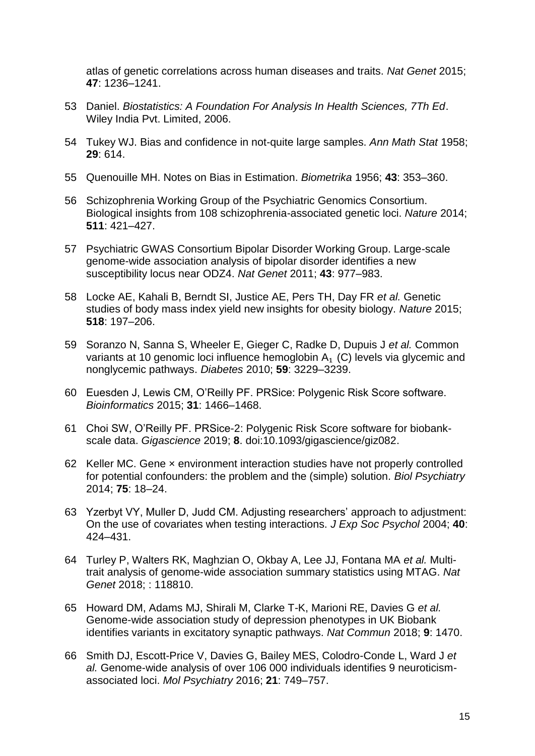atlas of genetic correlations across human diseases and traits. *Nat Genet* 2015; **47**: 1236–1241.

53 Daniel. *Biostatistics: A Foundation For Analysis In Health Sciences, 7Th Ed*. Wiley India Pvt. Limited, 2006.

54 Tukey WJ. Bias and confidence in not-quite large samples. *Ann Math Stat* 1958; **29**: 614.

55 Quenouille MH. Notes on Bias in Estimation. *Biometrika* 1956; **43**: 353–360.

56 Schizophrenia Working Group of the Psychiatric Genomics Consortium. Biological insights from 108 schizophrenia-associated genetic loci. *Nature* 2014; **511**: 421–427.

57 Psychiatric GWAS Consortium Bipolar Disorder Working Group. Large-scale genome-wide association analysis of bipolar disorder identifies a new susceptibility locus near ODZ4. *Nat Genet* 2011; **43**: 977–983.

58 Locke AE, Kahali B, Berndt SI, Justice AE, Pers TH, Day FR *et al.* Genetic studies of body mass index yield new insights for obesity biology. *Nature* 2015; **518**: 197–206.

59 Soranzo N, Sanna S, Wheeler E, Gieger C, Radke D, Dupuis J *et al.* Common variants at 10 genomic loci influence hemoglobin $A_1$ (C) levels via glycemic and nonglycemic pathways. *Diabetes* 2010; **59**: 3229–3239.

60 Euesden J, Lewis CM, O'Reilly PF. PRSice: Polygenic Risk Score software. *Bioinformatics* 2015; **31**: 1466–1468.

61 Choi SW, O'Reilly PF. PRSice-2: Polygenic Risk Score software for biobank-scale data. *Gigascience* 2019; **8**. doi:10.1093/gigascience/giz082.

62 Keller MC. Gene × environment interaction studies have not properly controlled for potential confounders: the problem and the (simple) solution. *Biol Psychiatry* 2014; **75**: 18–24.

63 Yzerbyt VY, Muller D, Judd CM. Adjusting researchers' approach to adjustment: On the use of covariates when testing interactions. *J Exp Soc Psychol* 2004; **40**: 424–431.

64 Turley P, Walters RK, Maghzian O, Okbay A, Lee JJ, Fontana MA *et al.* Multi-trait analysis of genome-wide association summary statistics using MTAG. *Nat Genet* 2018; : 118810.

65 Howard DM, Adams MJ, Shirali M, Clarke T-K, Marioni RE, Davies G *et al.* Genome-wide association study of depression phenotypes in UK Biobank identifies variants in excitatory synaptic pathways. *Nat Commun* 2018; **9**: 1470.

66 Smith DJ, Escott-Price V, Davies G, Bailey MES, Colodro-Conde L, Ward J *et al.* Genome-wide analysis of over 106 000 individuals identifies 9 neuroticism-associated loci. *Mol Psychiatry* 2016; **21**: 749–757.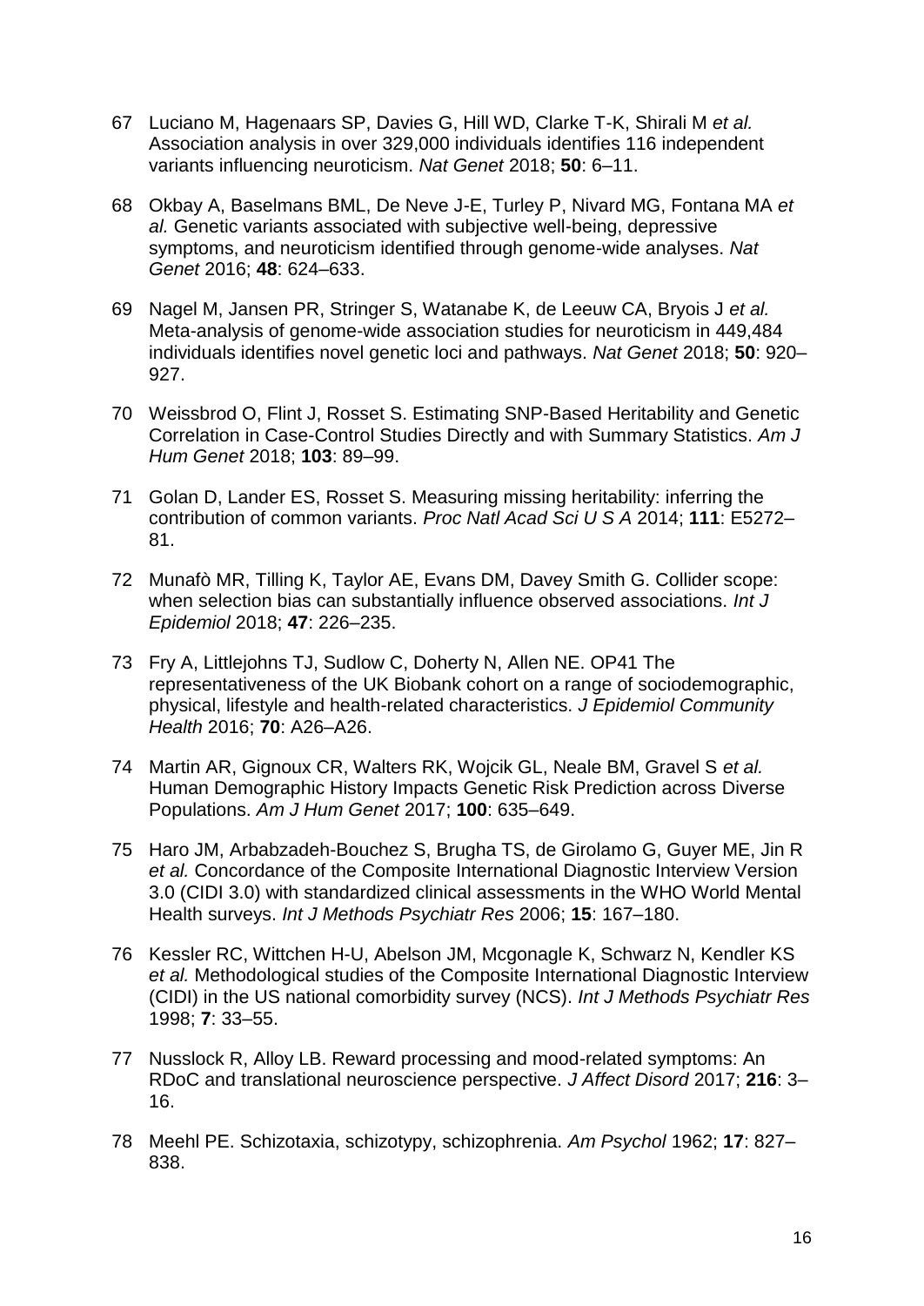67 Luciano M, Hagenaars SP, Davies G, Hill WD, Clarke T-K, Shirali M *et al.* Association analysis in over 329,000 individuals identifies 116 independent variants influencing neuroticism. *Nat Genet* 2018; **50**: 6–11.

68 Okbay A, Baselmans BML, De Neve J-E, Turley P, Nivard MG, Fontana MA *et al.* Genetic variants associated with subjective well-being, depressive symptoms, and neuroticism identified through genome-wide analyses. *Nat Genet* 2016; **48**: 624–633.

69 Nagel M, Jansen PR, Stringer S, Watanabe K, de Leeuw CA, Bryois J *et al.* Meta-analysis of genome-wide association studies for neuroticism in 449,484 individuals identifies novel genetic loci and pathways. *Nat Genet* 2018; **50**: 920–927.

70 Weissbrod O, Flint J, Rosset S. Estimating SNP-Based Heritability and Genetic Correlation in Case-Control Studies Directly and with Summary Statistics. *Am J Hum Genet* 2018; **103**: 89–99.

71 Golan D, Lander ES, Rosset S. Measuring missing heritability: inferring the contribution of common variants. *Proc Natl Acad Sci U S A* 2014; **111**: E5272–81.

72 Munafò MR, Tilling K, Taylor AE, Evans DM, Davey Smith G. Collider scope: when selection bias can substantially influence observed associations. *Int J Epidemiol* 2018; **47**: 226–235.

73 Fry A, Littlejohns TJ, Sudlow C, Doherty N, Allen NE. OP41 The representativeness of the UK Biobank cohort on a range of sociodemographic, physical, lifestyle and health-related characteristics. *J Epidemiol Community Health* 2016; **70**: A26–A26.

74 Martin AR, Gignoux CR, Walters RK, Wojcik GL, Neale BM, Gravel S *et al.* Human Demographic History Impacts Genetic Risk Prediction across Diverse Populations. *Am J Hum Genet* 2017; **100**: 635–649.

75 Haro JM, Arbabzadeh-Bouchez S, Brugha TS, de Girolamo G, Guyer ME, Jin R *et al.* Concordance of the Composite International Diagnostic Interview Version 3.0 (CIDI 3.0) with standardized clinical assessments in the WHO World Mental Health surveys. *Int J Methods Psychiatr Res* 2006; **15**: 167–180.

76 Kessler RC, Wittchen H-U, Abelson JM, Mcgonagle K, Schwarz N, Kendler KS *et al.* Methodological studies of the Composite International Diagnostic Interview (CIDI) in the US national comorbidity survey (NCS). *Int J Methods Psychiatr Res* 1998; **7**: 33–55.

77 Nusslock R, Alloy LB. Reward processing and mood-related symptoms: An RDoC and translational neuroscience perspective. *J Affect Disord* 2017; **216**: 3–16.

78 Meehl PE. Schizotaxia, schizotypy, schizophrenia. *Am Psychol* 1962; **17**: 827–838.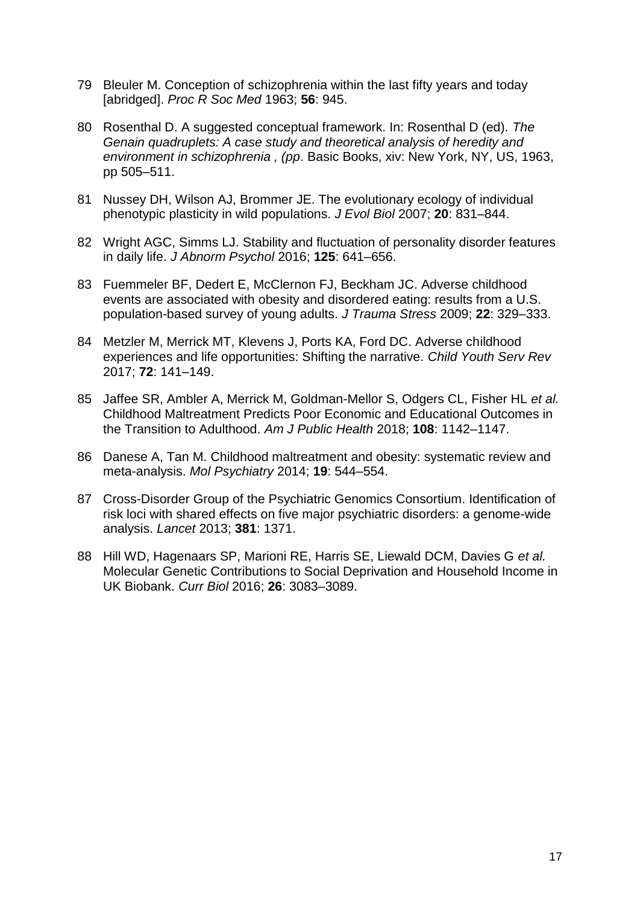79 Bleuler M. Conception of schizophrenia within the last fifty years and today [abridged]. *Proc R Soc Med* 1963; **56**: 945.

80 Rosenthal D. A suggested conceptual framework. In: Rosenthal D (ed). *The Genain quadruplets: A case study and theoretical analysis of heredity and environment in schizophrenia , (pp*. Basic Books, xiv: New York, NY, US, 1963, pp 505–511.

81 Nussey DH, Wilson AJ, Brommer JE. The evolutionary ecology of individual phenotypic plasticity in wild populations. *J Evol Biol* 2007; **20**: 831–844.

82 Wright AGC, Simms LJ. Stability and fluctuation of personality disorder features in daily life. *J Abnorm Psychol* 2016; **125**: 641–656.

83 Fuemmeler BF, Dedert E, McClernon FJ, Beckham JC. Adverse childhood events are associated with obesity and disordered eating: results from a U.S. population-based survey of young adults. *J Trauma Stress* 2009; **22**: 329–333.

84 Metzler M, Merrick MT, Klevens J, Ports KA, Ford DC. Adverse childhood experiences and life opportunities: Shifting the narrative. *Child Youth Serv Rev* 2017; **72**: 141–149.

85 Jaffee SR, Ambler A, Merrick M, Goldman-Mellor S, Odgers CL, Fisher HL *et al.* Childhood Maltreatment Predicts Poor Economic and Educational Outcomes in the Transition to Adulthood. *Am J Public Health* 2018; **108**: 1142–1147.

86 Danese A, Tan M. Childhood maltreatment and obesity: systematic review and meta-analysis. *Mol Psychiatry* 2014; **19**: 544–554.

87 Cross-Disorder Group of the Psychiatric Genomics Consortium. Identification of risk loci with shared effects on five major psychiatric disorders: a genome-wide analysis. *Lancet* 2013; **381**: 1371.

88 Hill WD, Hagenaars SP, Marioni RE, Harris SE, Liewald DCM, Davies G *et al.* Molecular Genetic Contributions to Social Deprivation and Household Income in UK Biobank. *Curr Biol* 2016; **26**: 3083–3089.